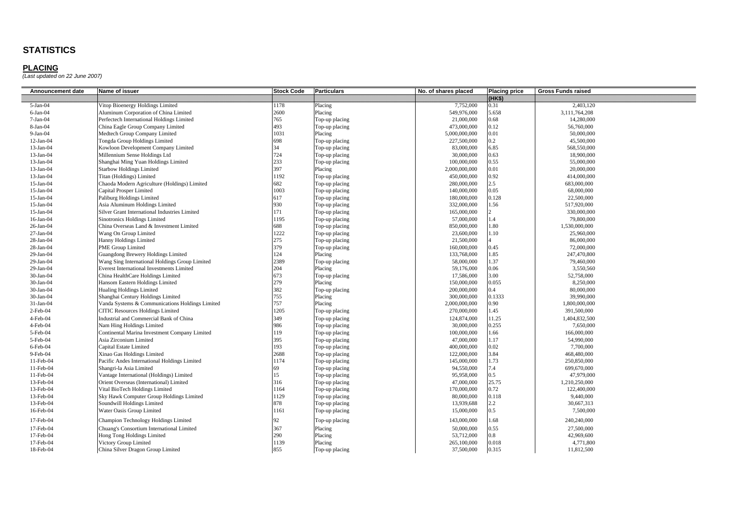# STATISTICS

## PLACING

*(Last updated on 22 June 2007)*

| Announcement date | Name of issuer | Stock Code | Particulars | No. of shares placed | Placing price | Gross Funds raised |
|---|---|---|---|---|---|---|
| | | | | | (HK$) | |
| 5-Jan-04 | Vitop Bioenergy Holdings Limited | 1178 | Placing | 7,752,000 | 0.31 | 2,403,120 |
| 6-Jan-04 | Aluminum Corporation of China Limited | 2600 | Placing | 549,976,000 | 5.658 | 3,111,764,208 |
| 7-Jan-04 | Perfectech International Holdings Limited | 765 | Top-up placing | 21,000,000 | 0.68 | 14,280,000 |
| 8-Jan-04 | China Eagle Group Company Limited | 493 | Top-up placing | 473,000,000 | 0.12 | 56,760,000 |
| 9-Jan-04 | Medtech Group Company Limited | 1031 | Placing | 5,000,000,000 | 0.01 | 50,000,000 |
| 12-Jan-04 | Tongda Group Holdings Limited | 698 | Top-up placing | 227,500,000 | 0.2 | 45,500,000 |
| 13-Jan-04 | Kowloon Development Company Limited | 34 | Top-up placing | 83,000,000 | 6.85 | 568,550,000 |
| 13-Jan-04 | Millennium Sense Holdings Ltd | 724 | Top-up placing | 30,000,000 | 0.63 | 18,900,000 |
| 13-Jan-04 | Shanghai Ming Yuan Holdings Limited | 233 | Top-up placing | 100,000,000 | 0.55 | 55,000,000 |
| 13-Jan-04 | Starbow Holdings Limited | 397 | Placing | 2,000,000,000 | 0.01 | 20,000,000 |
| 13-Jan-04 | Titan (Holdings) Limited | 1192 | Top-up placing | 450,000,000 | 0.92 | 414,000,000 |
| 15-Jan-04 | Chaoda Modern Agriculture (Holdings) Limited | 682 | Top-up placing | 280,000,000 | 2.5 | 683,000,000 |
| 15-Jan-04 | Capital Prosper Limited | 1003 | Top-up placing | 140,000,000 | 0.05 | 68,000,000 |
| 15-Jan-04 | Paliburg Holdings Limited | 617 | Top-up placing | 180,000,000 | 0.128 | 22,500,000 |
| 15-Jan-04 | Asia Aluminum Holdings Limited | 930 | Top-up placing | 332,000,000 | 1.56 | 517,920,000 |
| 15-Jan-04 | Silver Grant International Industries Limited | 171 | Top-up placing | 165,000,000 | 2 | 330,000,000 |
| 16-Jan-04 | Sinotronics Holdings Limited | 1195 | Top-up placing | 57,000,000 | 1.4 | 79,800,000 |
| 26-Jan-04 | China Overseas Land & Investment Limited | 688 | Top-up placing | 850,000,000 | 1.80 | 1,530,000,000 |
| 27-Jan-04 | Wang On Group Limited | 1222 | Top-up placing | 23,600,000 | 1.10 | 25,960,000 |
| 28-Jan-04 | Hanny Holdings Limited | 275 | Top-up placing | 21,500,000 | 4 | 86,000,000 |
| 28-Jan-04 | PME Group Limited | 379 | Top-up placing | 160,000,000 | 0.45 | 72,000,000 |
| 29-Jan-04 | Guangdong Brewery Holdings Limited | 124 | Placing | 133,768,000 | 1.85 | 247,470,800 |
| 29-Jan-04 | Wang Sing International Holdings Group Limited | 2389 | Top-up placing | 58,000,000 | 1.37 | 79,460,000 |
| 29-Jan-04 | Everest International Investments Limited | 204 | Placing | 59,176,000 | 0.06 | 3,550,560 |
| 30-Jan-04 | China HealthCare Holdings Limited | 673 | Top-up placing | 17,586,000 | 3.00 | 52,758,000 |
| 30-Jan-04 | Hansom Eastern Holdings Limited | 279 | Placing | 150,000,000 | 0.055 | 8,250,000 |
| 30-Jan-04 | Hualing Holdings Limited | 382 | Top-up placing | 200,000,000 | 0.4 | 80,000,000 |
| 30-Jan-04 | Shanghai Century Holdings Limited | 755 | Placing | 300,000,000 | 0.1333 | 39,990,000 |
| 31-Jan-04 | Vanda Systems & Communications Holdings Limited | 757 | Placing | 2,000,000,000 | 0.90 | 1,800,000,000 |
| 2-Feb-04 | CITIC Resources Holdings Limited | 1205 | Top-up placing | 270,000,000 | 1.45 | 391,500,000 |
| 4-Feb-04 | Industrial and Commercial Bank of China | 349 | Top-up placing | 124,874,000 | 11.25 | 1,404,832,500 |
| 4-Feb-04 | Nam Hing Holdings Limited | 986 | Top-up placing | 30,000,000 | 0.255 | 7,650,000 |
| 5-Feb-04 | Continental Marina Investment Company Limited | 119 | Top-up placing | 100,000,000 | 1.66 | 166,000,000 |
| 5-Feb-04 | Asia Zirconium Limited | 395 | Top-up placing | 47,000,000 | 1.17 | 54,990,000 |
| 6-Feb-04 | Capital Estate Limited | 193 | Top-up placing | 400,000,000 | 0.02 | 7,700,000 |
| 9-Feb-04 | Xinao Gas Holdings Limited | 2688 | Top-up placing | 122,000,000 | 3.84 | 468,480,000 |
| 11-Feb-04 | Pacific Andes International Holdings Limited | 1174 | Top-up placing | 145,000,000 | 1.73 | 250,850,000 |
| 11-Feb-04 | Shangri-la Asia Limited | 69 | Top-up placing | 94,550,000 | 7.4 | 699,670,000 |
| 11-Feb-04 | Vantage International (Holdings) Limited | 15 | Top-up placing | 95,958,000 | 0.5 | 47,979,000 |
| 13-Feb-04 | Orient Overseas (International) Limited | 316 | Top-up placing | 47,000,000 | 25.75 | 1,210,250,000 |
| 13-Feb-04 | Vital BioTech Holdings Limited | 1164 | Top-up placing | 170,000,000 | 0.72 | 122,400,000 |
| 13-Feb-04 | Sky Hawk Computer Group Holdings Limited | 1129 | Top-up placing | 80,000,000 | 0.118 | 9,440,000 |
| 13-Feb-04 | Soundwill Holdings Limited | 878 | Top-up placing | 13,939,688 | 2.2 | 30,667,313 |
| 16-Feb-04 | Water Oasis Group Limited | 1161 | Top-up placing | 15,000,000 | 0.5 | 7,500,000 |
| 17-Feb-04 | Champion Technology Holdings Limited | 92 | Top-up placing | 143,000,000 | 1.68 | 240,240,000 |
| 17-Feb-04 | Chuang's Consortium International Limited | 367 | Placing | 50,000,000 | 0.55 | 27,500,000 |
| 17-Feb-04 | Hong Tong Holdings Limited | 290 | Placing | 53,712,000 | 0.8 | 42,969,600 |
| 17-Feb-04 | Victory Group Limited | 1139 | Placing | 265,100,000 | 0.018 | 4,771,800 |
| 18-Feb-04 | China Silver Dragon Group Limited | 855 | Top-up placing | 37,500,000 | 0.315 | 11,812,500 |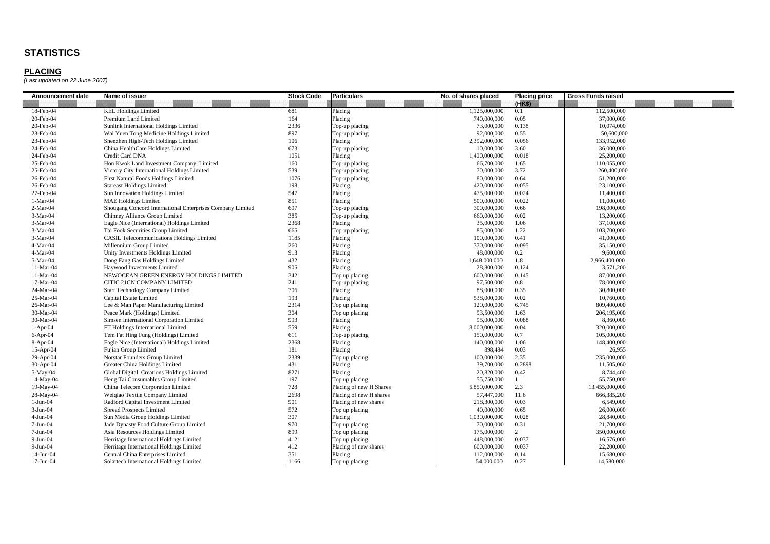# STATISTICS

## PLACING

*(Last updated on 22 June 2007)*

| Announcement date | Name of issuer | Stock Code | Particulars | No. of shares placed | Placing price | Gross Funds raised |
|---|---|---|---|---|---|---|
| | | | | | (HK$) | |
| 18-Feb-04 | KEL Holdings Limited | 681 | Placing | 1,125,000,000 | 0.1 | 112,500,000 |
| 20-Feb-04 | Premium Land Limited | 164 | Placing | 740,000,000 | 0.05 | 37,000,000 |
| 20-Feb-04 | Sunlink International Holdings Limited | 2336 | Top-up placing | 73,000,000 | 0.138 | 10,074,000 |
| 23-Feb-04 | Wai Yuen Tong Medicine Holdings Limited | 897 | Top-up placing | 92,000,000 | 0.55 | 50,600,000 |
| 23-Feb-04 | Shenzhen High-Tech Holdings Limited | 106 | Placing | 2,392,000,000 | 0.056 | 133,952,000 |
| 24-Feb-04 | China HealthCare Holdings Limited | 673 | Top-up placing | 10,000,000 | 3.60 | 36,000,000 |
| 24-Feb-04 | Credit Card DNA | 1051 | Placing | 1,400,000,000 | 0.018 | 25,200,000 |
| 25-Feb-04 | Hon Kwok Land Investment Company, Limited | 160 | Top-up placing | 66,700,000 | 1.65 | 110,055,000 |
| 25-Feb-04 | Victory City International Holdings Limited | 539 | Top-up placing | 70,000,000 | 3.72 | 260,400,000 |
| 26-Feb-04 | First Natural Foods Holdings Limited | 1076 | Top-up placing | 80,000,000 | 0.64 | 51,200,000 |
| 26-Feb-04 | Stareast Holdings Limited | 198 | Placing | 420,000,000 | 0.055 | 23,100,000 |
| 27-Feb-04 | Sun Innovation Holdings Limited | 547 | Placing | 475,000,000 | 0.024 | 11,400,000 |
| 1-Mar-04 | MAE Holdings Limited | 851 | Placing | 500,000,000 | 0.022 | 11,000,000 |
| 2-Mar-04 | Shougang Concord International Enterprises Company Limited | 697 | Top-up placing | 300,000,000 | 0.66 | 198,000,000 |
| 3-Mar-04 | Chinney Alliance Group Limited | 385 | Top-up placing | 660,000,000 | 0.02 | 13,200,000 |
| 3-Mar-04 | Eagle Nice (International) Holdings Limited | 2368 | Placing | 35,000,000 | 1.06 | 37,100,000 |
| 3-Mar-04 | Tai Fook Securities Group Limited | 665 | Top-up placing | 85,000,000 | 1.22 | 103,700,000 |
| 3-Mar-04 | CASIL Telecommunications Holdings Limited | 1185 | Placing | 100,000,000 | 0.41 | 41,000,000 |
| 4-Mar-04 | Millennium Group Limited | 260 | Placing | 370,000,000 | 0.095 | 35,150,000 |
| 4-Mar-04 | Unity Investments Holdings Limited | 913 | Placing | 48,000,000 | 0.2 | 9,600,000 |
| 5-Mar-04 | Dong Fang Gas Holdings Limited | 432 | Placing | 1,648,000,000 | 1.8 | 2,966,400,000 |
| 11-Mar-04 | Haywood Investments Limited | 905 | Placing | 28,800,000 | 0.124 | 3,571,200 |
| 11-Mar-04 | NEWOCEAN GREEN ENERGY HOLDINGS LIMITED | 342 | Top up placing | 600,000,000 | 0.145 | 87,000,000 |
| 17-Mar-04 | CITIC 21CN COMPANY LIMITED | 241 | Top-up placing | 97,500,000 | 0.8 | 78,000,000 |
| 24-Mar-04 | Start Technology Company Limited | 706 | Placing | 88,000,000 | 0.35 | 30,800,000 |
| 25-Mar-04 | Capital Estate Limited | 193 | Placing | 538,000,000 | 0.02 | 10,760,000 |
| 26-Mar-04 | Lee & Man Paper Manufacturing Limited | 2314 | Top up placing | 120,000,000 | 6.745 | 809,400,000 |
| 30-Mar-04 | Peace Mark (Holdings) Limited | 304 | Top up placing | 93,500,000 | 1.63 | 206,195,000 |
| 30-Mar-04 | Simsen International Corporation Limited | 993 | Placing | 95,000,000 | 0.088 | 8,360,000 |
| 1-Apr-04 | FT Holdings International Limited | 559 | Placing | 8,000,000,000 | 0.04 | 320,000,000 |
| 6-Apr-04 | Tem Fat Hing Fung (Holdings) Limited | 611 | Top-up placing | 150,000,000 | 0.7 | 105,000,000 |
| 8-Apr-04 | Eagle Nice (International) Holdings Limited | 2368 | Placing | 140,000,000 | 1.06 | 148,400,000 |
| 15-Apr-04 | Fujian Group Limited | 181 | Placing | 898,484 | 0.03 | 26,955 |
| 29-Apr-04 | Norstar Founders Group Limited | 2339 | Top up placing | 100,000,000 | 2.35 | 235,000,000 |
| 30-Apr-04 | Greater China Holdings Limited | 431 | Placing | 39,700,000 | 0.2898 | 11,505,060 |
| 5-May-04 | Global Digital Creations Holdings Limited | 8271 | Placing | 20,820,000 | 0.42 | 8,744,400 |
| 14-May-04 | Heng Tai Consumables Group Limited | 197 | Top up placing | 55,750,000 | 1 | 55,750,000 |
| 19-May-04 | China Telecom Corporation Limited | 728 | Placing of new H Shares | 5,850,000,000 | 2.3 | 13,455,000,000 |
| 28-May-04 | Weiqiao Textile Company Limited | 2698 | Placing of new H shares | 57,447,000 | 11.6 | 666,385,200 |
| 1-Jun-04 | Radford Capital Investment Limited | 901 | Placing of new shares | 218,300,000 | 0.03 | 6,549,000 |
| 3-Jun-04 | Spread Prospects Limited | 572 | Top up placing | 40,000,000 | 0.65 | 26,000,000 |
| 4-Jun-04 | Sun Media Group Holdings Limited | 307 | Placing | 1,030,000,000 | 0.028 | 28,840,000 |
| 7-Jun-04 | Jade Dynasty Food Culture Group Limited | 970 | Top up placing | 70,000,000 | 0.31 | 21,700,000 |
| 7-Jun-04 | Asia Resources Holdings Limited | 899 | Top up placing | 175,000,000 | 2 | 350,000,000 |
| 9-Jun-04 | Herritage International Holdings Limited | 412 | Top up placing | 448,000,000 | 0.037 | 16,576,000 |
| 9-Jun-04 | Herritage International Holdings Limited | 412 | Placing of new shares | 600,000,000 | 0.037 | 22,200,000 |
| 14-Jun-04 | Central China Enterprises Limited | 351 | Placing | 112,000,000 | 0.14 | 15,680,000 |
| 17-Jun-04 | Solartech International Holdings Limited | 1166 | Top up placing | 54,000,000 | 0.27 | 14,580,000 |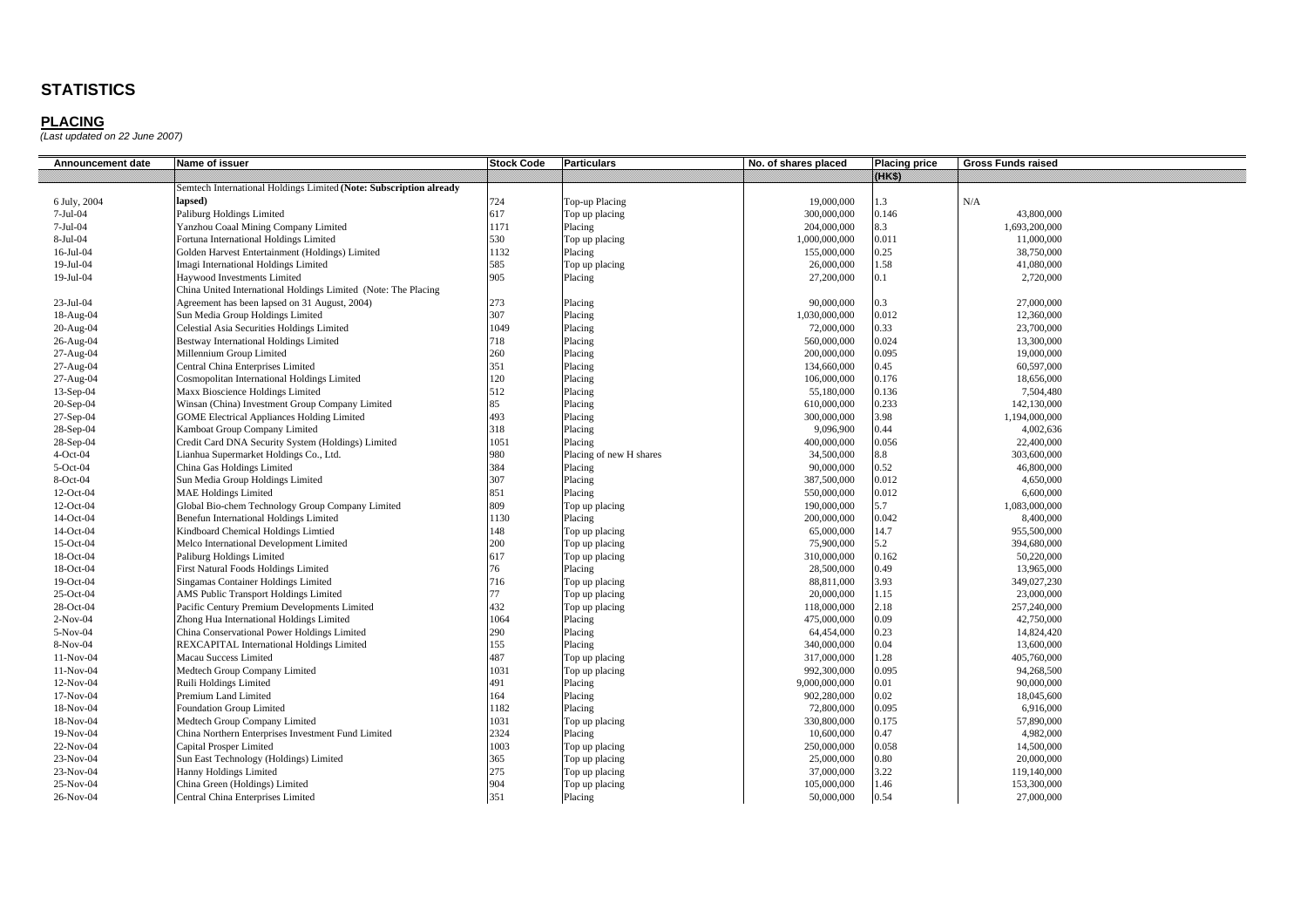# STATISTICS

## PLACING

*(Last updated on 22 June 2007)*

| Announcement date | Name of issuer | Stock Code | Particulars | No. of shares placed | Placing price (HK$) | Gross Funds raised |
|---|---|---|---|---|---|---|
| 6 July, 2004 | Semtech International Holdings Limited **(Note: Subscription already lapsed)** | 724 | Top-up Placing | 19,000,000 | 1.3 | N/A |
| 7-Jul-04 | Paliburg Holdings Limited | 617 | Top up placing | 300,000,000 | 0.146 | 43,800,000 |
| 7-Jul-04 | Yanzhou Coaal Mining Company Limited | 1171 | Placing | 204,000,000 | 8.3 | 1,693,200,000 |
| 8-Jul-04 | Fortuna International Holdings Limited | 530 | Top up placing | 1,000,000,000 | 0.011 | 11,000,000 |
| 16-Jul-04 | Golden Harvest Entertainment (Holdings) Limited | 1132 | Placing | 155,000,000 | 0.25 | 38,750,000 |
| 19-Jul-04 | Imagi International Holdings Limited | 585 | Top up placing | 26,000,000 | 1.58 | 41,080,000 |
| 19-Jul-04 | Haywood Investments Limited | 905 | Placing | 27,200,000 | 0.1 | 2,720,000 |
| 23-Jul-04 | China United International Holdings Limited (Note: The Placing Agreement has been lapsed on 31 August, 2004) | 273 | Placing | 90,000,000 | 0.3 | 27,000,000 |
| 18-Aug-04 | Sun Media Group Holdings Limited | 307 | Placing | 1,030,000,000 | 0.012 | 12,360,000 |
| 20-Aug-04 | Celestial Asia Securities Holdings Limited | 1049 | Placing | 72,000,000 | 0.33 | 23,700,000 |
| 26-Aug-04 | Bestway International Holdings Limited | 718 | Placing | 560,000,000 | 0.024 | 13,300,000 |
| 27-Aug-04 | Millennium Group Limited | 260 | Placing | 200,000,000 | 0.095 | 19,000,000 |
| 27-Aug-04 | Central China Enterprises Limited | 351 | Placing | 134,660,000 | 0.45 | 60,597,000 |
| 27-Aug-04 | Cosmopolitan International Holdings Limited | 120 | Placing | 106,000,000 | 0.176 | 18,656,000 |
| 13-Sep-04 | Maxx Bioscience Holdings Limited | 512 | Placing | 55,180,000 | 0.136 | 7,504,480 |
| 20-Sep-04 | Winsan (China) Investment Group Company Limited | 85 | Placing | 610,000,000 | 0.233 | 142,130,000 |
| 27-Sep-04 | GOME Electrical Appliances Holding Limited | 493 | Placing | 300,000,000 | 3.98 | 1,194,000,000 |
| 28-Sep-04 | Kamboat Group Company Limited | 318 | Placing | 9,096,900 | 0.44 | 4,002,636 |
| 28-Sep-04 | Credit Card DNA Security System (Holdings) Limited | 1051 | Placing | 400,000,000 | 0.056 | 22,400,000 |
| 4-Oct-04 | Lianhua Supermarket Holdings Co., Ltd. | 980 | Placing of new H shares | 34,500,000 | 8.8 | 303,600,000 |
| 5-Oct-04 | China Gas Holdings Limited | 384 | Placing | 90,000,000 | 0.52 | 46,800,000 |
| 8-Oct-04 | Sun Media Group Holdings Limited | 307 | Placing | 387,500,000 | 0.012 | 4,650,000 |
| 12-Oct-04 | MAE Holdings Limited | 851 | Placing | 550,000,000 | 0.012 | 6,600,000 |
| 12-Oct-04 | Global Bio-chem Technology Group Company Limited | 809 | Top up placing | 190,000,000 | 5.7 | 1,083,000,000 |
| 14-Oct-04 | Benefun International Holdings Limited | 1130 | Placing | 200,000,000 | 0.042 | 8,400,000 |
| 14-Oct-04 | Kindboard Chemical Holdings Limtied | 148 | Top up placing | 65,000,000 | 14.7 | 955,500,000 |
| 15-Oct-04 | Melco International Development Limited | 200 | Top up placing | 75,900,000 | 5.2 | 394,680,000 |
| 18-Oct-04 | Paliburg Holdings Limited | 617 | Top up placing | 310,000,000 | 0.162 | 50,220,000 |
| 18-Oct-04 | First Natural Foods Holdings Limited | 76 | Placing | 28,500,000 | 0.49 | 13,965,000 |
| 19-Oct-04 | Singamas Container Holdings Limited | 716 | Top up placing | 88,811,000 | 3.93 | 349,027,230 |
| 25-Oct-04 | AMS Public Transport Holdings Limited | 77 | Top up placing | 20,000,000 | 1.15 | 23,000,000 |
| 28-Oct-04 | Pacific Century Premium Developments Limited | 432 | Top up placing | 118,000,000 | 2.18 | 257,240,000 |
| 2-Nov-04 | Zhong Hua International Holdings Limited | 1064 | Placing | 475,000,000 | 0.09 | 42,750,000 |
| 5-Nov-04 | China Conservational Power Holdings Limited | 290 | Placing | 64,454,000 | 0.23 | 14,824,420 |
| 8-Nov-04 | REXCAPITAL International Holdings Limited | 155 | Placing | 340,000,000 | 0.04 | 13,600,000 |
| 11-Nov-04 | Macau Success Limited | 487 | Top up placing | 317,000,000 | 1.28 | 405,760,000 |
| 11-Nov-04 | Medtech Group Company Limited | 1031 | Top up placing | 992,300,000 | 0.095 | 94,268,500 |
| 12-Nov-04 | Ruili Holdings Limited | 491 | Placing | 9,000,000,000 | 0.01 | 90,000,000 |
| 17-Nov-04 | Premium Land Limited | 164 | Placing | 902,280,000 | 0.02 | 18,045,600 |
| 18-Nov-04 | Foundation Group Limited | 1182 | Placing | 72,800,000 | 0.095 | 6,916,000 |
| 18-Nov-04 | Medtech Group Company Limited | 1031 | Top up placing | 330,800,000 | 0.175 | 57,890,000 |
| 19-Nov-04 | China Northern Enterprises Investment Fund Limited | 2324 | Placing | 10,600,000 | 0.47 | 4,982,000 |
| 22-Nov-04 | Capital Prosper Limited | 1003 | Top up placing | 250,000,000 | 0.058 | 14,500,000 |
| 23-Nov-04 | Sun East Technology (Holdings) Limited | 365 | Top up placing | 25,000,000 | 0.80 | 20,000,000 |
| 23-Nov-04 | Hanny Holdings Limited | 275 | Top up placing | 37,000,000 | 3.22 | 119,140,000 |
| 25-Nov-04 | China Green (Holdings) Limited | 904 | Top up placing | 105,000,000 | 1.46 | 153,300,000 |
| 26-Nov-04 | Central China Enterprises Limited | 351 | Placing | 50,000,000 | 0.54 | 27,000,000 |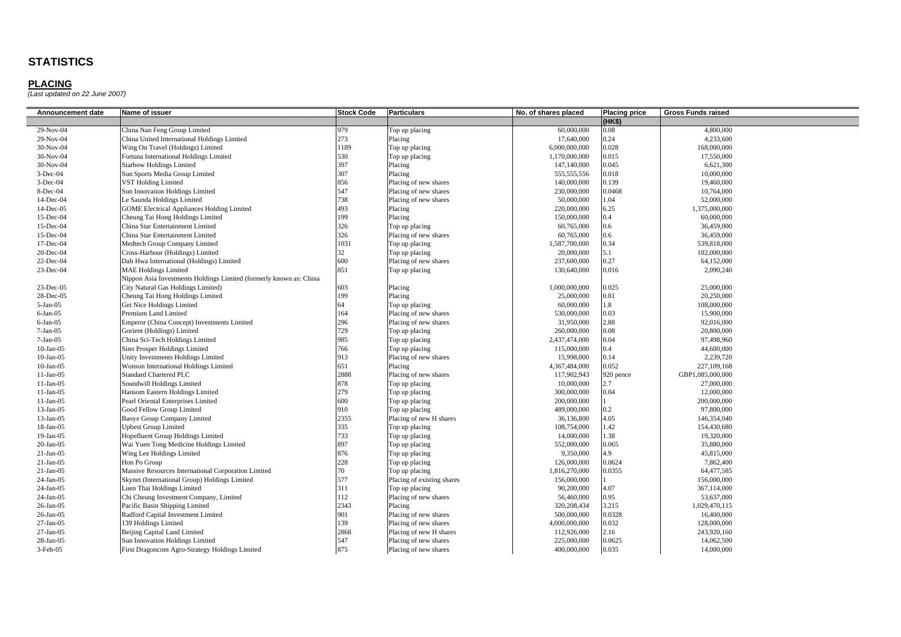# STATISTICS

## PLACING

*(Last updated on 22 June 2007)*

| Announcement date | Name of issuer | Stock Code | Particulars | No. of shares placed | Placing price | Gross Funds raised |
|---|---|---|---|---|---|---|
| | | | | | (HK$) | |
| 29-Nov-04 | China Nan Feng Group Limited | 979 | Top up placing | 60,000,000 | 0.08 | 4,800,000 |
| 29-Nov-04 | China United International Holdings Limited | 273 | Placing | 17,640,000 | 0.24 | 4,233,600 |
| 30-Nov-04 | Wing On Travel (Holdings) Limited | 1189 | Top up placing | 6,000,000,000 | 0.028 | 168,000,000 |
| 30-Nov-04 | Fortuna International Holdings Limited | 530 | Top up placing | 1,170,000,000 | 0.015 | 17,550,000 |
| 30-Nov-04 | Starbow Holdings Limited | 397 | Placing | 147,140,000 | 0.045 | 6,621,300 |
| 3-Dec-04 | Sun Sports Media Group Limited | 307 | Placing | 555,555,556 | 0.018 | 10,000,000 |
| 3-Dec-04 | VST Holding Limited | 856 | Placing of new shares | 140,000,000 | 0.139 | 19,460,000 |
| 8-Dec-04 | Sun Innovation Holdings Limited | 547 | Placing of new shares | 230,000,000 | 0.0468 | 10,764,000 |
| 14-Dec-04 | Le Saunda Holdings Limited | 738 | Placing of new shares | 50,000,000 | 1.04 | 52,000,000 |
| 14-Dec-05 | GOME Electrical Appliances Holding Limited | 493 | Placing | 220,000,000 | 6.25 | 1,375,000,000 |
| 15-Dec-04 | Cheung Tai Hong Holdings Limited | 199 | Placing | 150,000,000 | 0.4 | 60,000,000 |
| 15-Dec-04 | China Star Entertainment Limited | 326 | Top up placing | 60,765,000 | 0.6 | 36,459,000 |
| 15-Dec-04 | China Star Entertainment Limited | 326 | Placing of new shares | 60,765,000 | 0.6 | 36,459,000 |
| 17-Dec-04 | Medtech Group Company Limited | 1031 | Top up placing | 1,587,700,000 | 0.34 | 539,818,000 |
| 20-Dec-04 | Cross-Harbour (Holdings) Limited | 32 | Top up placing | 20,000,000 | 5.1 | 102,000,000 |
| 22-Dec-04 | Dah Hwa International (Holdings) Limited | 600 | Placing of new shares | 237,600,000 | 0.27 | 64,152,000 |
| 23-Dec-04 | MAE Holdings Limited | 851 | Top up placing | 130,640,000 | 0.016 | 2,090,240 |
| 23-Dec-05 | Nippon Asia Investments Holdings Limited (formerly known as: China City Natural Gas Holdings Limited) | 603 | Placing | 1,000,000,000 | 0.025 | 25,000,000 |
| 28-Dec-05 | Cheung Tai Hong Holdings Limited | 199 | Placing | 25,000,000 | 0.81 | 20,250,000 |
| 5-Jan-05 | Get Nice Holdings Limited | 64 | Top up placing | 60,000,000 | 1.8 | 108,000,000 |
| 6-Jan-05 | Premium Land Limited | 164 | Placing of new shares | 530,000,000 | 0.03 | 15,900,000 |
| 6-Jan-05 | Emperor (China Concept) Investments Limited | 296 | Placing of new shares | 31,950,000 | 2.88 | 92,016,000 |
| 7-Jan-05 | Gorient (Holdings) Limited | 729 | Top up placing | 260,000,000 | 0.08 | 20,800,000 |
| 7-Jan-05 | China Sci-Tech Holdings Limited | 985 | Top up placing | 2,437,474,000 | 0.04 | 97,498,960 |
| 10-Jan-05 | Sino Prosper Holdings Limited | 766 | Top up placing | 115,000,000 | 0.4 | 44,600,000 |
| 10-Jan-05 | Unity Investments Holdings Limited | 913 | Placing of new shares | 15,998,000 | 0.14 | 2,239,720 |
| 10-Jan-05 | Wonson International Holdings Limited | 651 | Placing | 4,367,484,000 | 0.052 | 227,109,168 |
| 11-Jan-05 | Standard Chartered PLC | 2888 | Placing of new shares | 117,902,943 | 920 pence | GBP1,085,000,000 |
| 11-Jan-05 | Soundwill Holdings Limited | 878 | Top up placing | 10,000,000 | 2.7 | 27,000,000 |
| 11-Jan-05 | Hansom Eastern Holdings Limited | 279 | Top up placing | 300,000,000 | 0.04 | 12,000,000 |
| 11-Jan-05 | Pearl Oriental Enterprises Limited | 600 | Top up placing | 200,000,000 | 1 | 200,000,000 |
| 13-Jan-05 | Good Fellow Group Limited | 910 | Top up placing | 489,000,000 | 0.2 | 97,800,000 |
| 13-Jan-05 | Baoye Group Company Limited | 2355 | Placing of new H shares | 36,136,800 | 4.05 | 146,354,040 |
| 18-Jan-05 | Upbest Group Limited | 335 | Top up placing | 108,754,000 | 1.42 | 154,430,680 |
| 19-Jan-05 | Hopefluent Group Holdings Limited | 733 | Top up placing | 14,000,000 | 1.38 | 19,320,000 |
| 20-Jan-05 | Wai Yuen Tong Medicine Holdings Limited | 897 | Top up placing | 552,000,000 | 0.065 | 35,880,000 |
| 21-Jan-05 | Wing Lee Holdings Limited | 876 | Top up placing | 9,350,000 | 4.9 | 45,815,000 |
| 21-Jan-05 | Hon Po Group | 228 | Top up placing | 126,000,000 | 0.0624 | 7,862,400 |
| 21-Jan-05 | Massive Resources International Corporation Limited | 70 | Top up placing | 1,816,270,000 | 0.0355 | 64,477,585 |
| 24-Jan-05 | Skynet (International Group) Holdings Limited | 577 | Placing of existing shares | 156,000,000 | 1 | 156,000,000 |
| 24-Jan-05 | Luen Thai Holdings Limited | 311 | Top up placing | 90,200,000 | 4.07 | 367,114,000 |
| 24-Jan-05 | Chi Cheung Investment Company, Limited | 112 | Placing of new shares | 56,460,000 | 0.95 | 53,637,000 |
| 26-Jan-05 | Pacific Basin Shipping Limited | 2343 | Placing | 320,208,434 | 3.215 | 1,029,470,115 |
| 26-Jan-05 | Radford Capital Investment Limited | 901 | Placing of new shares | 500,000,000 | 0.0328 | 16,400,000 |
| 27-Jan-05 | 139 Holdings Limited | 139 | Placing of new shares | 4,000,000,000 | 0.032 | 128,000,000 |
| 27-Jan-05 | Beijing Capital Land Limited | 2868 | Placing of new H shares | 112,926,000 | 2.16 | 243,920,160 |
| 28-Jan-05 | Sun Innovation Holdings Limited | 547 | Placing of new shares | 225,000,000 | 0.0625 | 14,062,500 |
| 3-Feb-05 | First Dragoncom Agro-Strategy Holdings Limited | 875 | Placing of new shares | 400,000,000 | 0.035 | 14,000,000 |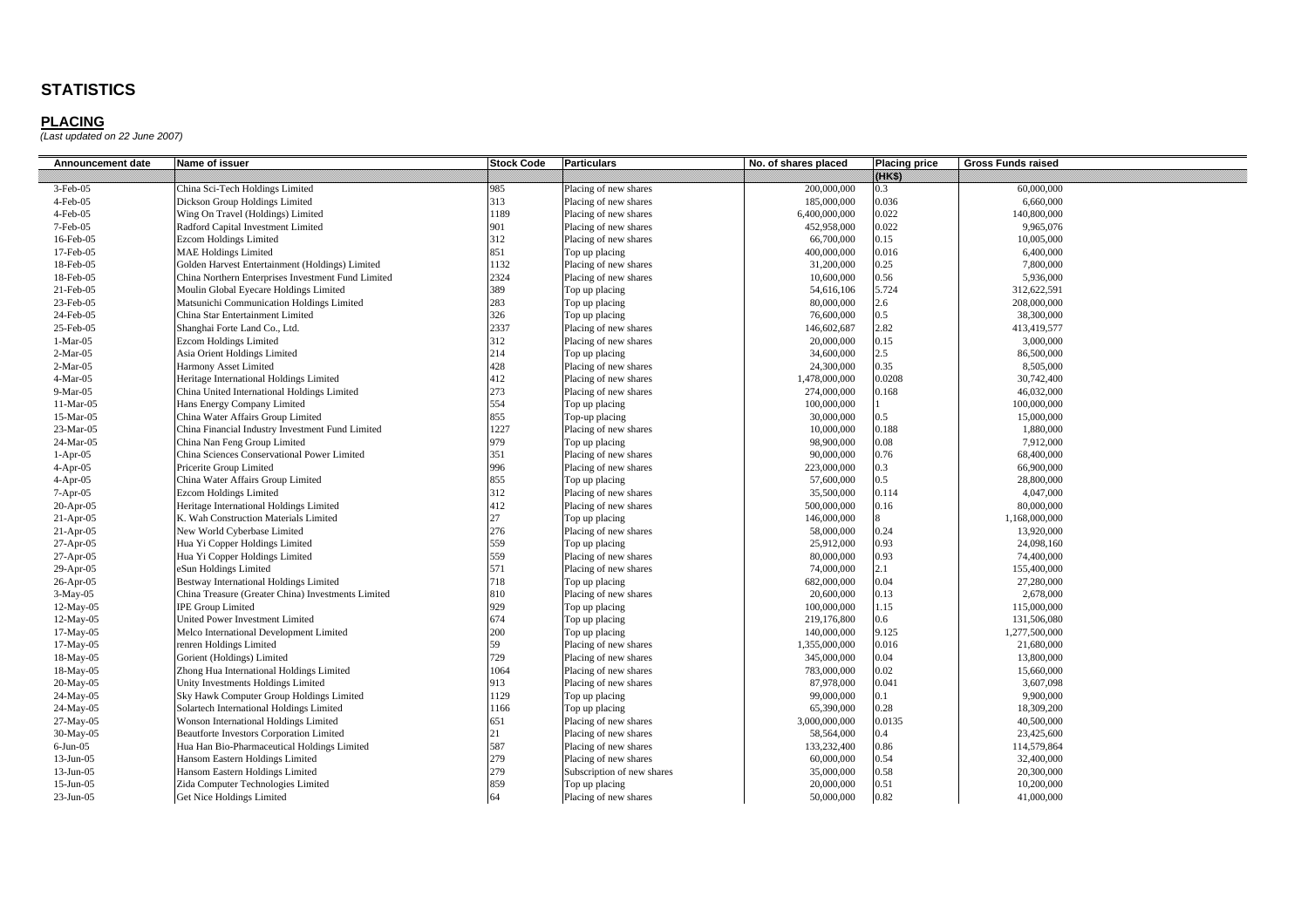# STATISTICS

## PLACING

*(Last updated on 22 June 2007)*

| Announcement date | Name of issuer | Stock Code | Particulars | No. of shares placed | Placing price | Gross Funds raised |
|---|---|---|---|---|---|---|
| | | | | | (HK$) | |
| 3-Feb-05 | China Sci-Tech Holdings Limited | 985 | Placing of new shares | 200,000,000 | 0.3 | 60,000,000 |
| 4-Feb-05 | Dickson Group Holdings Limited | 313 | Placing of new shares | 185,000,000 | 0.036 | 6,660,000 |
| 4-Feb-05 | Wing On Travel (Holdings) Limited | 1189 | Placing of new shares | 6,400,000,000 | 0.022 | 140,800,000 |
| 7-Feb-05 | Radford Capital Investment Limited | 901 | Placing of new shares | 452,958,000 | 0.022 | 9,965,076 |
| 16-Feb-05 | Ezcom Holdings Limited | 312 | Placing of new shares | 66,700,000 | 0.15 | 10,005,000 |
| 17-Feb-05 | MAE Holdings Limited | 851 | Top up placing | 400,000,000 | 0.016 | 6,400,000 |
| 18-Feb-05 | Golden Harvest Entertainment (Holdings) Limited | 1132 | Placing of new shares | 31,200,000 | 0.25 | 7,800,000 |
| 18-Feb-05 | China Northern Enterprises Investment Fund Limited | 2324 | Placing of new shares | 10,600,000 | 0.56 | 5,936,000 |
| 21-Feb-05 | Moulin Global Eyecare Holdings Limited | 389 | Top up placing | 54,616,106 | 5.724 | 312,622,591 |
| 23-Feb-05 | Matsunichi Communication Holdings Limited | 283 | Top up placing | 80,000,000 | 2.6 | 208,000,000 |
| 24-Feb-05 | China Star Entertainment Limited | 326 | Top up placing | 76,600,000 | 0.5 | 38,300,000 |
| 25-Feb-05 | Shanghai Forte Land Co., Ltd. | 2337 | Placing of new shares | 146,602,687 | 2.82 | 413,419,577 |
| 1-Mar-05 | Ezcom Holdings Limited | 312 | Placing of new shares | 20,000,000 | 0.15 | 3,000,000 |
| 2-Mar-05 | Asia Orient Holdings Limited | 214 | Top up placing | 34,600,000 | 2.5 | 86,500,000 |
| 2-Mar-05 | Harmony Asset Limited | 428 | Placing of new shares | 24,300,000 | 0.35 | 8,505,000 |
| 4-Mar-05 | Heritage International Holdings Limited | 412 | Placing of new shares | 1,478,000,000 | 0.0208 | 30,742,400 |
| 9-Mar-05 | China United International Holdings Limited | 273 | Placing of new shares | 274,000,000 | 0.168 | 46,032,000 |
| 11-Mar-05 | Hans Energy Company Limited | 554 | Top up placing | 100,000,000 | 1 | 100,000,000 |
| 15-Mar-05 | China Water Affairs Group Limited | 855 | Top-up placing | 30,000,000 | 0.5 | 15,000,000 |
| 23-Mar-05 | China Financial Industry Investment Fund Limited | 1227 | Placing of new shares | 10,000,000 | 0.188 | 1,880,000 |
| 24-Mar-05 | China Nan Feng Group Limited | 979 | Top up placing | 98,900,000 | 0.08 | 7,912,000 |
| 1-Apr-05 | China Sciences Conservational Power Limited | 351 | Placing of new shares | 90,000,000 | 0.76 | 68,400,000 |
| 4-Apr-05 | Pricerite Group Limited | 996 | Placing of new shares | 223,000,000 | 0.3 | 66,900,000 |
| 4-Apr-05 | China Water Affairs Group Limited | 855 | Top up placing | 57,600,000 | 0.5 | 28,800,000 |
| 7-Apr-05 | Ezcom Holdings Limited | 312 | Placing of new shares | 35,500,000 | 0.114 | 4,047,000 |
| 20-Apr-05 | Heritage International Holdings Limited | 412 | Placing of new shares | 500,000,000 | 0.16 | 80,000,000 |
| 21-Apr-05 | K. Wah Construction Materials Limited | 27 | Top up placing | 146,000,000 | 8 | 1,168,000,000 |
| 21-Apr-05 | New World Cyberbase Limited | 276 | Placing of new shares | 58,000,000 | 0.24 | 13,920,000 |
| 27-Apr-05 | Hua Yi Copper Holdings Limited | 559 | Top up placing | 25,912,000 | 0.93 | 24,098,160 |
| 27-Apr-05 | Hua Yi Copper Holdings Limited | 559 | Placing of new shares | 80,000,000 | 0.93 | 74,400,000 |
| 29-Apr-05 | eSun Holdings Limited | 571 | Placing of new shares | 74,000,000 | 2.1 | 155,400,000 |
| 26-Apr-05 | Bestway International Holdings Limited | 718 | Top up placing | 682,000,000 | 0.04 | 27,280,000 |
| 3-May-05 | China Treasure (Greater China) Investments Limited | 810 | Placing of new shares | 20,600,000 | 0.13 | 2,678,000 |
| 12-May-05 | IPE Group Limited | 929 | Top up placing | 100,000,000 | 1.15 | 115,000,000 |
| 12-May-05 | United Power Investment Limited | 674 | Top up placing | 219,176,800 | 0.6 | 131,506,080 |
| 17-May-05 | Melco International Development Limited | 200 | Top up placing | 140,000,000 | 9.125 | 1,277,500,000 |
| 17-May-05 | renren Holdings Limited | 59 | Placing of new shares | 1,355,000,000 | 0.016 | 21,680,000 |
| 18-May-05 | Gorient (Holdings) Limited | 729 | Placing of new shares | 345,000,000 | 0.04 | 13,800,000 |
| 18-May-05 | Zhong Hua International Holdings Limited | 1064 | Placing of new shares | 783,000,000 | 0.02 | 15,660,000 |
| 20-May-05 | Unity Investments Holdings Limited | 913 | Placing of new shares | 87,978,000 | 0.041 | 3,607,098 |
| 24-May-05 | Sky Hawk Computer Group Holdings Limited | 1129 | Top up placing | 99,000,000 | 0.1 | 9,900,000 |
| 24-May-05 | Solartech International Holdings Limited | 1166 | Top up placing | 65,390,000 | 0.28 | 18,309,200 |
| 27-May-05 | Wonson International Holdings Limited | 651 | Placing of new shares | 3,000,000,000 | 0.0135 | 40,500,000 |
| 30-May-05 | Beautforte Investors Corporation Limited | 21 | Placing of new shares | 58,564,000 | 0.4 | 23,425,600 |
| 6-Jun-05 | Hua Han Bio-Pharmaceutical Holdings Limited | 587 | Placing of new shares | 133,232,400 | 0.86 | 114,579,864 |
| 13-Jun-05 | Hansom Eastern Holdings Limited | 279 | Placing of new shares | 60,000,000 | 0.54 | 32,400,000 |
| 13-Jun-05 | Hansom Eastern Holdings Limited | 279 | Subscription of new shares | 35,000,000 | 0.58 | 20,300,000 |
| 15-Jun-05 | Zida Computer Technologies Limited | 859 | Top up placing | 20,000,000 | 0.51 | 10,200,000 |
| 23-Jun-05 | Get Nice Holdings Limited | 64 | Placing of new shares | 50,000,000 | 0.82 | 41,000,000 |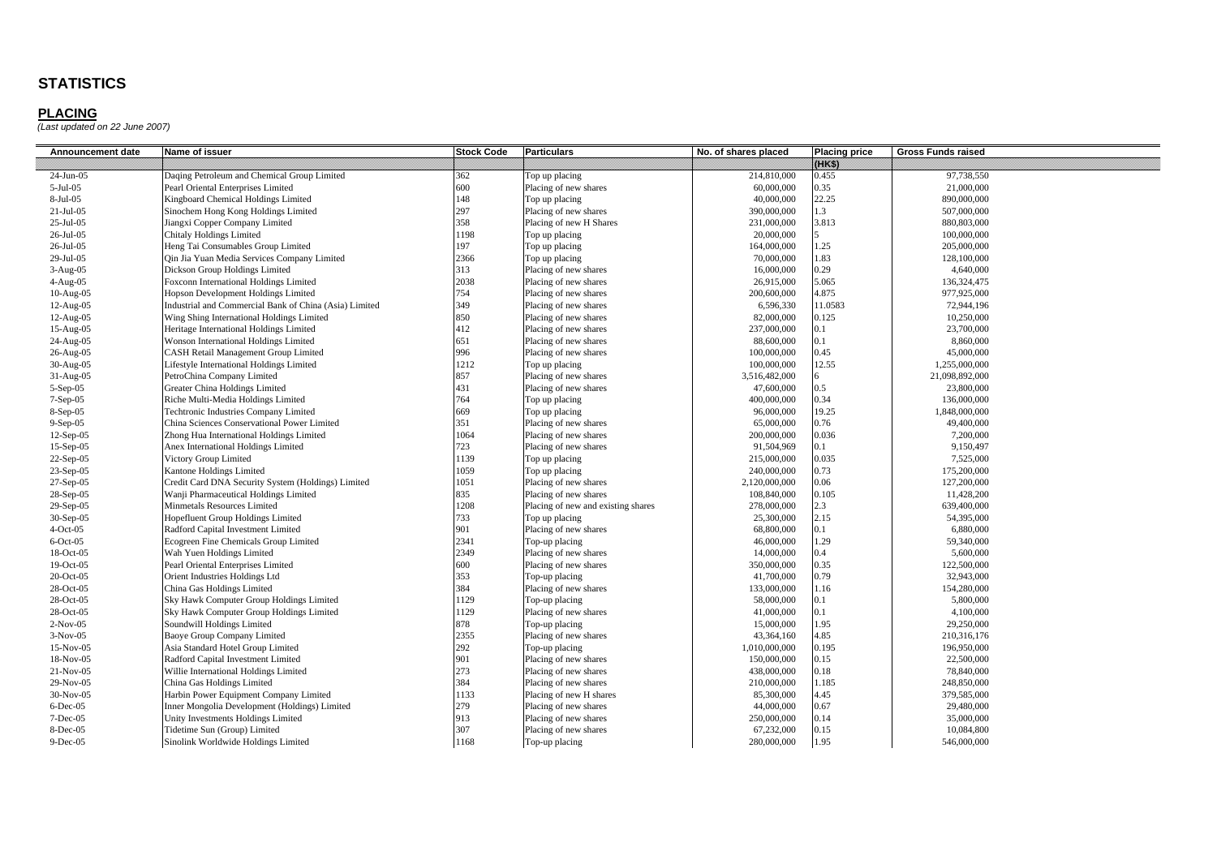# STATISTICS

## PLACING

*(Last updated on 22 June 2007)*

| Announcement date | Name of issuer | Stock Code | Particulars | No. of shares placed | Placing price (HK$) | Gross Funds raised |
|---|---|---|---|---|---|---|
| 24-Jun-05 | Daqing Petroleum and Chemical Group Limited | 362 | Top up placing | 214,810,000 | 0.455 | 97,738,550 |
| 5-Jul-05 | Pearl Oriental Enterprises Limited | 600 | Placing of new shares | 60,000,000 | 0.35 | 21,000,000 |
| 8-Jul-05 | Kingboard Chemical Holdings Limited | 148 | Top up placing | 40,000,000 | 22.25 | 890,000,000 |
| 21-Jul-05 | Sinochem Hong Kong Holdings Limited | 297 | Placing of new shares | 390,000,000 | 1.3 | 507,000,000 |
| 25-Jul-05 | Jiangxi Copper Company Limited | 358 | Placing of new H Shares | 231,000,000 | 3.813 | 880,803,000 |
| 26-Jul-05 | Chitaly Holdings Limited | 1198 | Top up placing | 20,000,000 | 5 | 100,000,000 |
| 26-Jul-05 | Heng Tai Consumables Group Limited | 197 | Top up placing | 164,000,000 | 1.25 | 205,000,000 |
| 29-Jul-05 | Qin Jia Yuan Media Services Company Limited | 2366 | Top up placing | 70,000,000 | 1.83 | 128,100,000 |
| 3-Aug-05 | Dickson Group Holdings Limited | 313 | Placing of new shares | 16,000,000 | 0.29 | 4,640,000 |
| 4-Aug-05 | Foxconn International Holdings Limited | 2038 | Placing of new shares | 26,915,000 | 5.065 | 136,324,475 |
| 10-Aug-05 | Hopson Development Holdings Limited | 754 | Placing of new shares | 200,600,000 | 4.875 | 977,925,000 |
| 12-Aug-05 | Industrial and Commercial Bank of China (Asia) Limited | 349 | Placing of new shares | 6,596,330 | 11.0583 | 72,944,196 |
| 12-Aug-05 | Wing Shing International Holdings Limited | 850 | Placing of new shares | 82,000,000 | 0.125 | 10,250,000 |
| 15-Aug-05 | Heritage International Holdings Limited | 412 | Placing of new shares | 237,000,000 | 0.1 | 23,700,000 |
| 24-Aug-05 | Wonson International Holdings Limited | 651 | Placing of new shares | 88,600,000 | 0.1 | 8,860,000 |
| 26-Aug-05 | CASH Retail Management Group Limited | 996 | Placing of new shares | 100,000,000 | 0.45 | 45,000,000 |
| 30-Aug-05 | Lifestyle International Holdings Limited | 1212 | Top up placing | 100,000,000 | 12.55 | 1,255,000,000 |
| 31-Aug-05 | PetroChina Company Limited | 857 | Placing of new shares | 3,516,482,000 | 6 | 21,098,892,000 |
| 5-Sep-05 | Greater China Holdings Limited | 431 | Placing of new shares | 47,600,000 | 0.5 | 23,800,000 |
| 7-Sep-05 | Riche Multi-Media Holdings Limited | 764 | Top up placing | 400,000,000 | 0.34 | 136,000,000 |
| 8-Sep-05 | Techtronic Industries Company Limited | 669 | Top up placing | 96,000,000 | 19.25 | 1,848,000,000 |
| 9-Sep-05 | China Sciences Conservational Power Limited | 351 | Placing of new shares | 65,000,000 | 0.76 | 49,400,000 |
| 12-Sep-05 | Zhong Hua International Holdings Limited | 1064 | Placing of new shares | 200,000,000 | 0.036 | 7,200,000 |
| 15-Sep-05 | Anex International Holdings Limited | 723 | Placing of new shares | 91,504,969 | 0.1 | 9,150,497 |
| 22-Sep-05 | Victory Group Limited | 1139 | Top up placing | 215,000,000 | 0.035 | 7,525,000 |
| 23-Sep-05 | Kantone Holdings Limited | 1059 | Top up placing | 240,000,000 | 0.73 | 175,200,000 |
| 27-Sep-05 | Credit Card DNA Security System (Holdings) Limited | 1051 | Placing of new shares | 2,120,000,000 | 0.06 | 127,200,000 |
| 28-Sep-05 | Wanji Pharmaceutical Holdings Limited | 835 | Placing of new shares | 108,840,000 | 0.105 | 11,428,200 |
| 29-Sep-05 | Minmetals Resources Limited | 1208 | Placing of new and existing shares | 278,000,000 | 2.3 | 639,400,000 |
| 30-Sep-05 | Hopefluent Group Holdings Limited | 733 | Top up placing | 25,300,000 | 2.15 | 54,395,000 |
| 4-Oct-05 | Radford Capital Investment Limited | 901 | Placing of new shares | 68,800,000 | 0.1 | 6,880,000 |
| 6-Oct-05 | Ecogreen Fine Chemicals Group Limited | 2341 | Top-up placing | 46,000,000 | 1.29 | 59,340,000 |
| 18-Oct-05 | Wah Yuen Holdings Limited | 2349 | Placing of new shares | 14,000,000 | 0.4 | 5,600,000 |
| 19-Oct-05 | Pearl Oriental Enterprises Limited | 600 | Placing of new shares | 350,000,000 | 0.35 | 122,500,000 |
| 20-Oct-05 | Orient Industries Holdings Ltd | 353 | Top-up placing | 41,700,000 | 0.79 | 32,943,000 |
| 28-Oct-05 | China Gas Holdings Limited | 384 | Placing of new shares | 133,000,000 | 1.16 | 154,280,000 |
| 28-Oct-05 | Sky Hawk Computer Group Holdings Limited | 1129 | Top-up placing | 58,000,000 | 0.1 | 5,800,000 |
| 28-Oct-05 | Sky Hawk Computer Group Holdings Limited | 1129 | Placing of new shares | 41,000,000 | 0.1 | 4,100,000 |
| 2-Nov-05 | Soundwill Holdings Limited | 878 | Top-up placing | 15,000,000 | 1.95 | 29,250,000 |
| 3-Nov-05 | Baoye Group Company Limited | 2355 | Placing of new shares | 43,364,160 | 4.85 | 210,316,176 |
| 15-Nov-05 | Asia Standard Hotel Group Limited | 292 | Top-up placing | 1,010,000,000 | 0.195 | 196,950,000 |
| 18-Nov-05 | Radford Capital Investment Limited | 901 | Placing of new shares | 150,000,000 | 0.15 | 22,500,000 |
| 21-Nov-05 | Willie International Holdings Limited | 273 | Placing of new shares | 438,000,000 | 0.18 | 78,840,000 |
| 29-Nov-05 | China Gas Holdings Limited | 384 | Placing of new shares | 210,000,000 | 1.185 | 248,850,000 |
| 30-Nov-05 | Harbin Power Equipment Company Limited | 1133 | Placing of new H shares | 85,300,000 | 4.45 | 379,585,000 |
| 6-Dec-05 | Inner Mongolia Development (Holdings) Limited | 279 | Placing of new shares | 44,000,000 | 0.67 | 29,480,000 |
| 7-Dec-05 | Unity Investments Holdings Limited | 913 | Placing of new shares | 250,000,000 | 0.14 | 35,000,000 |
| 8-Dec-05 | Tidetime Sun (Group) Limited | 307 | Placing of new shares | 67,232,000 | 0.15 | 10,084,800 |
| 9-Dec-05 | Sinolink Worldwide Holdings Limited | 1168 | Top-up placing | 280,000,000 | 1.95 | 546,000,000 |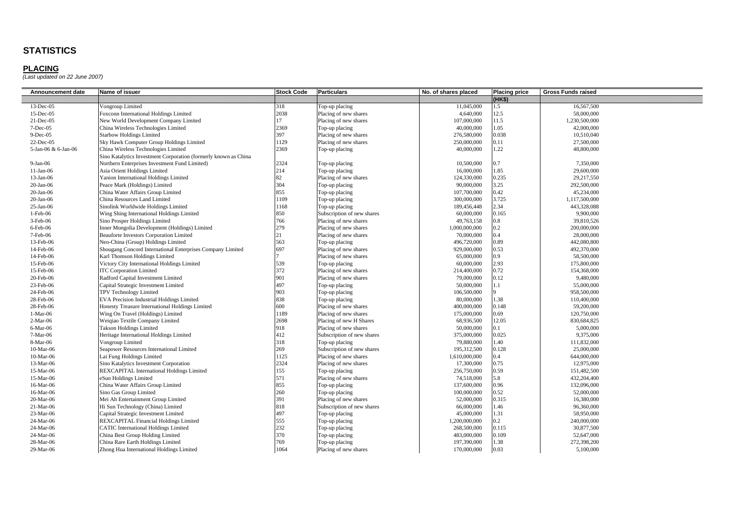# STATISTICS

## PLACING

*(Last updated on 22 June 2007)*

| Announcement date | Name of issuer | Stock Code | Particulars | No. of shares placed | Placing price (HK$) | Gross Funds raised |
|---|---|---|---|---|---|---|
| 13-Dec-05 | Vongroup Limited | 318 | Top-up placing | 11,045,000 | 1.5 | 16,567,500 |
| 15-Dec-05 | Foxconn International Holdings Limited | 2038 | Placing of new shares | 4,640,000 | 12.5 | 58,000,000 |
| 21-Dec-05 | New World Development Company Limited | 17 | Placing of new shares | 107,000,000 | 11.5 | 1,230,500,000 |
| 7-Dec-05 | China Wireless Technologies Limited | 2369 | Top-up placing | 40,000,000 | 1.05 | 42,000,000 |
| 9-Dec-05 | Starbow Holdings Limited | 397 | Placing of new shares | 276,580,000 | 0.038 | 10,510,040 |
| 22-Dec-05 | Sky Hawk Computer Group Holdings Limited | 1129 | Placing of new shares | 250,000,000 | 0.11 | 27,500,000 |
| 5-Jan-06 & 6-Jan-06 | China Wireless Technologies Limited | 2369 | Top-up placing | 40,000,000 | 1.22 | 48,800,000 |
| 9-Jan-06 | Sino Katalytics Investment Corporation (formerly known as China Northern Enterprises Investment Fund Limited) | 2324 | Top-up placing | 10,500,000 | 0.7 | 7,350,000 |
| 11-Jan-06 | Asia Orient Holdings Limited | 214 | Top-up placing | 16,000,000 | 1.85 | 29,600,000 |
| 13-Jan-06 | Yanion International Holdings Limited | 82 | Placing of new shares | 124,330,000 | 0.235 | 29,217,550 |
| 20-Jan-06 | Peace Mark (Holdings) Limited | 304 | Top-up placing | 90,000,000 | 3.25 | 292,500,000 |
| 20-Jan-06 | China Water Affairs Group Limited | 855 | Top-up placing | 107,700,000 | 0.42 | 45,234,000 |
| 20-Jan-06 | China Resources Land Limited | 1109 | Top-up placing | 300,000,000 | 3.725 | 1,117,500,000 |
| 25-Jan-06 | Sinolink Worldwide Holdings Limited | 1168 | Top-up placing | 189,456,448 | 2.34 | 443,328,088 |
| 1-Feb-06 | Wing Shing International Holdings Limited | 850 | Subscription of new shares | 60,000,000 | 0.165 | 9,900,000 |
| 3-Feb-06 | Sino Prosper Holdings Limited | 766 | Placing of new shares | 49,763,158 | 0.8 | 39,810,526 |
| 6-Feb-06 | Inner Mongolia Development (Holdings) Limited | 279 | Placing of new shares | 1,000,000,000 | 0.2 | 200,000,000 |
| 7-Feb-06 | Beauforte Investors Corporation Limited | 21 | Placing of new shares | 70,000,000 | 0.4 | 28,000,000 |
| 13-Feb-06 | Neo-China (Group) Holdings Limited | 563 | Top-up placing | 496,720,000 | 0.89 | 442,080,800 |
| 14-Feb-06 | Shougang Concord International Enterprises Company Limited | 697 | Placing of new shares | 929,000,000 | 0.53 | 492,370,000 |
| 14-Feb-06 | Karl Thomson Holdings Limited | 7 | Placing of new shares | 65,000,000 | 0.9 | 58,500,000 |
| 15-Feb-06 | Victory City International Holdings Limited | 539 | Top-up placing | 60,000,000 | 2.93 | 175,800,000 |
| 15-Feb-06 | ITC Corporation Limited | 372 | Placing of new shares | 214,400,000 | 0.72 | 154,368,000 |
| 20-Feb-06 | Radford Capital Investment Limited | 901 | Placing of new shares | 79,000,000 | 0.12 | 9,480,000 |
| 23-Feb-06 | Capital Strategic Investment Limited | 497 | Top-up placing | 50,000,000 | 1.1 | 55,000,000 |
| 24-Feb-06 | TPV Technology Limited | 903 | Top-up placing | 106,500,000 | 9 | 958,500,000 |
| 28-Feb-06 | EVA Precision Industrial Holdings Limited | 838 | Top-up placing | 80,000,000 | 1.38 | 110,400,000 |
| 28-Feb-06 | Honesty Treasure International Holdings Limited | 600 | Placing of new shares | 400,000,000 | 0.148 | 59,200,000 |
| 1-Mar-06 | Wing On Travel (Holdings) Limited | 1189 | Placing of new shares | 175,000,000 | 0.69 | 120,750,000 |
| 2-Mar-06 | Weiqiao Textile Company Limited | 2698 | Placing of new H Shares | 68,936,500 | 12.05 | 830,684,825 |
| 6-Mar-06 | Takson Holdings Limited | 918 | Placing of new shares | 50,000,000 | 0.1 | 5,000,000 |
| 7-Mar-06 | Heritage International Holdings Limited | 412 | Subscription of new shares | 375,000,000 | 0.025 | 9,375,000 |
| 8-Mar-06 | Vongroup Limited | 318 | Top-up placing | 79,880,000 | 1.40 | 111,832,000 |
| 10-Mar-06 | Seapower Resources International Limited | 269 | Subscription of new shares | 195,312,500 | 0.128 | 25,000,000 |
| 10-Mar-06 | Lai Fung Holdings Limited | 1125 | Placing of new shares | 1,610,000,000 | 0.4 | 644,000,000 |
| 13-Mar-06 | Sino Katalytics Investment Corporation | 2324 | Placing of new shares | 17,300,000 | 0.75 | 12,975,000 |
| 15-Mar-06 | REXCAPITAL International Holdings Limited | 155 | Top-up placing | 256,750,000 | 0.59 | 151,482,500 |
| 15-Mar-06 | eSun Holdings Limited | 571 | Placing of new shares | 74,518,000 | 5.8 | 432,204,400 |
| 16-Mar-06 | China Water Affairs Group Limited | 855 | Top-up placing | 137,600,000 | 0.96 | 132,096,000 |
| 16-Mar-06 | Sino Gas Group Limited | 260 | Top-up placing | 100,000,000 | 0.52 | 52,000,000 |
| 20-Mar-06 | Mei Ah Entertainment Group Limited | 391 | Placing of new shares | 52,000,000 | 0.315 | 16,380,000 |
| 21-Mar-06 | Hi Sun Technology (China) Limited | 818 | Subscription of new shares | 66,000,000 | 1.46 | 96,360,000 |
| 23-Mar-06 | Capital Strategic Investment Limited | 497 | Top-up placing | 45,000,000 | 1.31 | 58,950,000 |
| 24-Mar-06 | REXCAPITAL Financial Holdings Limited | 555 | Top-up placing | 1,200,000,000 | 0.2 | 240,000,000 |
| 24-Mar-06 | CATIC International Holdings Limited | 232 | Top-up placing | 268,500,000 | 0.115 | 30,877,500 |
| 24-Mar-06 | China Best Group Holding Limited | 370 | Top-up placing | 483,000,000 | 0.109 | 52,647,000 |
| 28-Mar-06 | China Rare Earth Holdings Limited | 769 | Top-up placing | 197,390,000 | 1.38 | 272,398,200 |
| 29-Mar-06 | Zhong Hua International Holdings Limited | 1064 | Placing of new shares | 170,000,000 | 0.03 | 5,100,000 |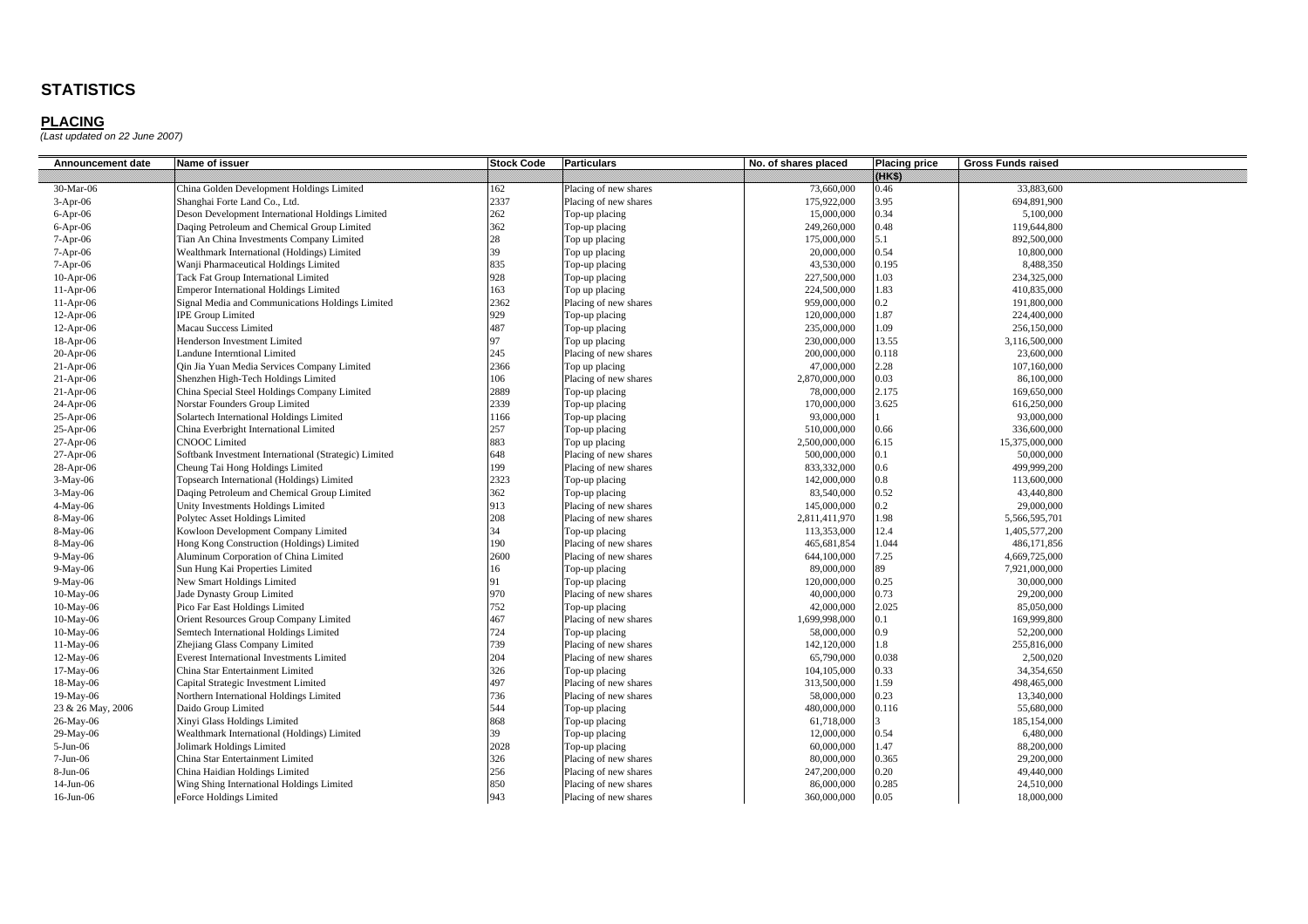# STATISTICS

## PLACING

*(Last updated on 22 June 2007)*

| Announcement date | Name of issuer | Stock Code | Particulars | No. of shares placed | Placing price (HK$) | Gross Funds raised |
|---|---|---|---|---|---|---|
| 30-Mar-06 | China Golden Development Holdings Limited | 162 | Placing of new shares | 73,660,000 | 0.46 | 33,883,600 |
| 3-Apr-06 | Shanghai Forte Land Co., Ltd. | 2337 | Placing of new shares | 175,922,000 | 3.95 | 694,891,900 |
| 6-Apr-06 | Deson Development International Holdings Limited | 262 | Top-up placing | 15,000,000 | 0.34 | 5,100,000 |
| 6-Apr-06 | Daqing Petroleum and Chemical Group Limited | 362 | Top-up placing | 249,260,000 | 0.48 | 119,644,800 |
| 7-Apr-06 | Tian An China Investments Company Limited | 28 | Top up placing | 175,000,000 | 5.1 | 892,500,000 |
| 7-Apr-06 | Wealthmark International (Holdings) Limited | 39 | Top up placing | 20,000,000 | 0.54 | 10,800,000 |
| 7-Apr-06 | Wanji Pharmaceutical Holdings Limited | 835 | Top-up placing | 43,530,000 | 0.195 | 8,488,350 |
| 10-Apr-06 | Tack Fat Group International Limited | 928 | Top-up placing | 227,500,000 | 1.03 | 234,325,000 |
| 11-Apr-06 | Emperor International Holdings Limited | 163 | Top up placing | 224,500,000 | 1.83 | 410,835,000 |
| 11-Apr-06 | Signal Media and Communications Holdings Limited | 2362 | Placing of new shares | 959,000,000 | 0.2 | 191,800,000 |
| 12-Apr-06 | IPE Group Limited | 929 | Top-up placing | 120,000,000 | 1.87 | 224,400,000 |
| 12-Apr-06 | Macau Success Limited | 487 | Top-up placing | 235,000,000 | 1.09 | 256,150,000 |
| 18-Apr-06 | Henderson Investment Limited | 97 | Top up placing | 230,000,000 | 13.55 | 3,116,500,000 |
| 20-Apr-06 | Landune Interntional Limited | 245 | Placing of new shares | 200,000,000 | 0.118 | 23,600,000 |
| 21-Apr-06 | Qin Jia Yuan Media Services Company Limited | 2366 | Top up placing | 47,000,000 | 2.28 | 107,160,000 |
| 21-Apr-06 | Shenzhen High-Tech Holdings Limited | 106 | Placing of new shares | 2,870,000,000 | 0.03 | 86,100,000 |
| 21-Apr-06 | China Special Steel Holdings Company Limited | 2889 | Top-up placing | 78,000,000 | 2.175 | 169,650,000 |
| 24-Apr-06 | Norstar Founders Group Limited | 2339 | Top-up placing | 170,000,000 | 3.625 | 616,250,000 |
| 25-Apr-06 | Solartech International Holdings Limited | 1166 | Top-up placing | 93,000,000 | 1 | 93,000,000 |
| 25-Apr-06 | China Everbright International Limited | 257 | Top-up placing | 510,000,000 | 0.66 | 336,600,000 |
| 27-Apr-06 | CNOOC Limited | 883 | Top up placing | 2,500,000,000 | 6.15 | 15,375,000,000 |
| 27-Apr-06 | Softbank Investment International (Strategic) Limited | 648 | Placing of new shares | 500,000,000 | 0.1 | 50,000,000 |
| 28-Apr-06 | Cheung Tai Hong Holdings Limited | 199 | Placing of new shares | 833,332,000 | 0.6 | 499,999,200 |
| 3-May-06 | Topsearch International (Holdings) Limited | 2323 | Top-up placing | 142,000,000 | 0.8 | 113,600,000 |
| 3-May-06 | Daqing Petroleum and Chemical Group Limited | 362 | Top-up placing | 83,540,000 | 0.52 | 43,440,800 |
| 4-May-06 | Unity Investments Holdings Limited | 913 | Placing of new shares | 145,000,000 | 0.2 | 29,000,000 |
| 8-May-06 | Polytec Asset Holdings Limited | 208 | Placing of new shares | 2,811,411,970 | 1.98 | 5,566,595,701 |
| 8-May-06 | Kowloon Development Company Limited | 34 | Top-up placing | 113,353,000 | 12.4 | 1,405,577,200 |
| 8-May-06 | Hong Kong Construction (Holdings) Limited | 190 | Placing of new shares | 465,681,854 | 1.044 | 486,171,856 |
| 9-May-06 | Aluminum Corporation of China Limited | 2600 | Placing of new shares | 644,100,000 | 7.25 | 4,669,725,000 |
| 9-May-06 | Sun Hung Kai Properties Limited | 16 | Top-up placing | 89,000,000 | 89 | 7,921,000,000 |
| 9-May-06 | New Smart Holdings Limited | 91 | Top-up placing | 120,000,000 | 0.25 | 30,000,000 |
| 10-May-06 | Jade Dynasty Group Limited | 970 | Placing of new shares | 40,000,000 | 0.73 | 29,200,000 |
| 10-May-06 | Pico Far East Holdings Limited | 752 | Top-up placing | 42,000,000 | 2.025 | 85,050,000 |
| 10-May-06 | Orient Resources Group Company Limited | 467 | Placing of new shares | 1,699,998,000 | 0.1 | 169,999,800 |
| 10-May-06 | Semtech International Holdings Limited | 724 | Top-up placing | 58,000,000 | 0.9 | 52,200,000 |
| 11-May-06 | Zhejiang Glass Company Limited | 739 | Placing of new shares | 142,120,000 | 1.8 | 255,816,000 |
| 12-May-06 | Everest International Investments Limited | 204 | Placing of new shares | 65,790,000 | 0.038 | 2,500,020 |
| 17-May-06 | China Star Entertainment Limited | 326 | Top-up placing | 104,105,000 | 0.33 | 34,354,650 |
| 18-May-06 | Capital Strategic Investment Limited | 497 | Placing of new shares | 313,500,000 | 1.59 | 498,465,000 |
| 19-May-06 | Northern International Holdings Limited | 736 | Placing of new shares | 58,000,000 | 0.23 | 13,340,000 |
| 23 & 26 May, 2006 | Daido Group Limited | 544 | Top-up placing | 480,000,000 | 0.116 | 55,680,000 |
| 26-May-06 | Xinyi Glass Holdings Limited | 868 | Top-up placing | 61,718,000 | 3 | 185,154,000 |
| 29-May-06 | Wealthmark International (Holdings) Limited | 39 | Top-up placing | 12,000,000 | 0.54 | 6,480,000 |
| 5-Jun-06 | Jolimark Holdings Limited | 2028 | Top-up placing | 60,000,000 | 1.47 | 88,200,000 |
| 7-Jun-06 | China Star Entertainment Limited | 326 | Placing of new shares | 80,000,000 | 0.365 | 29,200,000 |
| 8-Jun-06 | China Haidian Holdings Limited | 256 | Placing of new shares | 247,200,000 | 0.20 | 49,440,000 |
| 14-Jun-06 | Wing Shing International Holdings Limited | 850 | Placing of new shares | 86,000,000 | 0.285 | 24,510,000 |
| 16-Jun-06 | eForce Holdings Limited | 943 | Placing of new shares | 360,000,000 | 0.05 | 18,000,000 |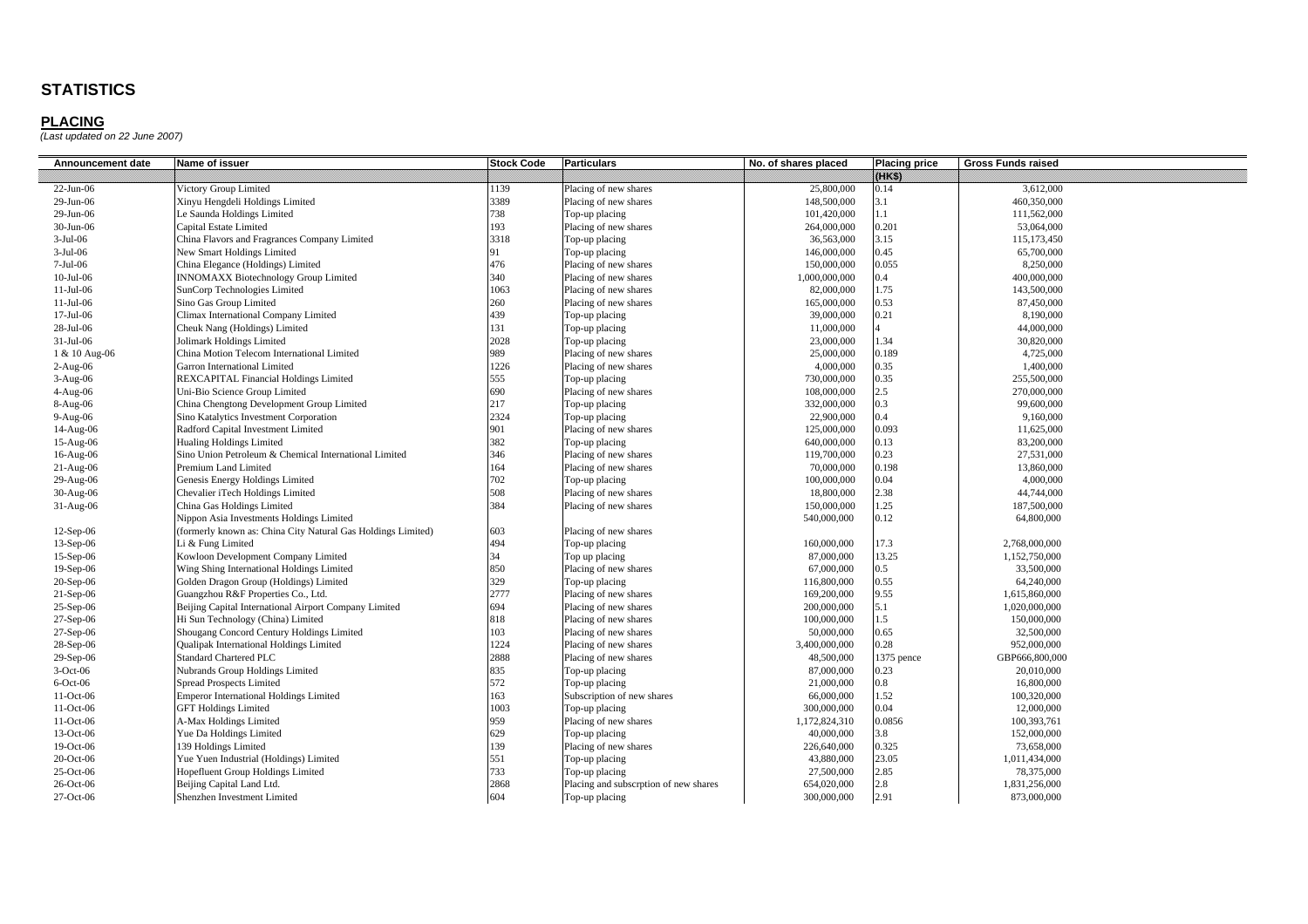# STATISTICS

## PLACING

*(Last updated on 22 June 2007)*

| Announcement date | Name of issuer | Stock Code | Particulars | No. of shares placed | Placing price | Gross Funds raised |
|---|---|---|---|---|---|---|
| | | | | | (HK$) | |
| 22-Jun-06 | Victory Group Limited | 1139 | Placing of new shares | 25,800,000 | 0.14 | 3,612,000 |
| 29-Jun-06 | Xinyu Hengdeli Holdings Limited | 3389 | Placing of new shares | 148,500,000 | 3.1 | 460,350,000 |
| 29-Jun-06 | Le Saunda Holdings Limited | 738 | Top-up placing | 101,420,000 | 1.1 | 111,562,000 |
| 30-Jun-06 | Capital Estate Limited | 193 | Placing of new shares | 264,000,000 | 0.201 | 53,064,000 |
| 3-Jul-06 | China Flavors and Fragrances Company Limited | 3318 | Top-up placing | 36,563,000 | 3.15 | 115,173,450 |
| 3-Jul-06 | New Smart Holdings Limited | 91 | Top-up placing | 146,000,000 | 0.45 | 65,700,000 |
| 7-Jul-06 | China Elegance (Holdings) Limited | 476 | Placing of new shares | 150,000,000 | 0.055 | 8,250,000 |
| 10-Jul-06 | INNOMAXX Biotechnology Group Limited | 340 | Placing of new shares | 1,000,000,000 | 0.4 | 400,000,000 |
| 11-Jul-06 | SunCorp Technologies Limited | 1063 | Placing of new shares | 82,000,000 | 1.75 | 143,500,000 |
| 11-Jul-06 | Sino Gas Group Limited | 260 | Placing of new shares | 165,000,000 | 0.53 | 87,450,000 |
| 17-Jul-06 | Climax International Company Limited | 439 | Top-up placing | 39,000,000 | 0.21 | 8,190,000 |
| 28-Jul-06 | Cheuk Nang (Holdings) Limited | 131 | Top-up placing | 11,000,000 | 4 | 44,000,000 |
| 31-Jul-06 | Jolimark Holdings Limited | 2028 | Top-up placing | 23,000,000 | 1.34 | 30,820,000 |
| 1 & 10 Aug-06 | China Motion Telecom International Limited | 989 | Placing of new shares | 25,000,000 | 0.189 | 4,725,000 |
| 2-Aug-06 | Garron International Limited | 1226 | Placing of new shares | 4,000,000 | 0.35 | 1,400,000 |
| 3-Aug-06 | REXCAPITAL Financial Holdings Limited | 555 | Top-up placing | 730,000,000 | 0.35 | 255,500,000 |
| 4-Aug-06 | Uni-Bio Science Group Limited | 690 | Placing of new shares | 108,000,000 | 2.5 | 270,000,000 |
| 8-Aug-06 | China Chengtong Development Group Limited | 217 | Top-up placing | 332,000,000 | 0.3 | 99,600,000 |
| 9-Aug-06 | Sino Katalytics Investment Corporation | 2324 | Top-up placing | 22,900,000 | 0.4 | 9,160,000 |
| 14-Aug-06 | Radford Capital Investment Limited | 901 | Placing of new shares | 125,000,000 | 0.093 | 11,625,000 |
| 15-Aug-06 | Hualing Holdings Limited | 382 | Top-up placing | 640,000,000 | 0.13 | 83,200,000 |
| 16-Aug-06 | Sino Union Petroleum & Chemical International Limited | 346 | Placing of new shares | 119,700,000 | 0.23 | 27,531,000 |
| 21-Aug-06 | Premium Land Limited | 164 | Placing of new shares | 70,000,000 | 0.198 | 13,860,000 |
| 29-Aug-06 | Genesis Energy Holdings Limited | 702 | Top-up placing | 100,000,000 | 0.04 | 4,000,000 |
| 30-Aug-06 | Chevalier iTech Holdings Limited | 508 | Placing of new shares | 18,800,000 | 2.38 | 44,744,000 |
| 31-Aug-06 | China Gas Holdings Limited | 384 | Placing of new shares | 150,000,000 | 1.25 | 187,500,000 |
| 12-Sep-06 | Nippon Asia Investments Holdings Limited (formerly known as: China City Natural Gas Holdings Limited) | 603 | Placing of new shares | 540,000,000 | 0.12 | 64,800,000 |
| 13-Sep-06 | Li & Fung Limited | 494 | Top-up placing | 160,000,000 | 17.3 | 2,768,000,000 |
| 15-Sep-06 | Kowloon Development Company Limited | 34 | Top up placing | 87,000,000 | 13.25 | 1,152,750,000 |
| 19-Sep-06 | Wing Shing International Holdings Limited | 850 | Placing of new shares | 67,000,000 | 0.5 | 33,500,000 |
| 20-Sep-06 | Golden Dragon Group (Holdings) Limited | 329 | Top-up placing | 116,800,000 | 0.55 | 64,240,000 |
| 21-Sep-06 | Guangzhou R&F Properties Co., Ltd. | 2777 | Placing of new shares | 169,200,000 | 9.55 | 1,615,860,000 |
| 25-Sep-06 | Beijing Capital International Airport Company Limited | 694 | Placing of new shares | 200,000,000 | 5.1 | 1,020,000,000 |
| 27-Sep-06 | Hi Sun Technology (China) Limited | 818 | Placing of new shares | 100,000,000 | 1.5 | 150,000,000 |
| 27-Sep-06 | Shougang Concord Century Holdings Limited | 103 | Placing of new shares | 50,000,000 | 0.65 | 32,500,000 |
| 28-Sep-06 | Qualipak International Holdings Limited | 1224 | Placing of new shares | 3,400,000,000 | 0.28 | 952,000,000 |
| 29-Sep-06 | Standard Chartered PLC | 2888 | Placing of new shares | 48,500,000 | 1375 pence | GBP666,800,000 |
| 3-Oct-06 | Nubrands Group Holdings Limited | 835 | Top-up placing | 87,000,000 | 0.23 | 20,010,000 |
| 6-Oct-06 | Spread Prospects Limited | 572 | Top-up placing | 21,000,000 | 0.8 | 16,800,000 |
| 11-Oct-06 | Emperor International Holdings Limited | 163 | Subscription of new shares | 66,000,000 | 1.52 | 100,320,000 |
| 11-Oct-06 | GFT Holdings Limited | 1003 | Top-up placing | 300,000,000 | 0.04 | 12,000,000 |
| 11-Oct-06 | A-Max Holdings Limited | 959 | Placing of new shares | 1,172,824,310 | 0.0856 | 100,393,761 |
| 13-Oct-06 | Yue Da Holdings Limited | 629 | Top-up placing | 40,000,000 | 3.8 | 152,000,000 |
| 19-Oct-06 | 139 Holdings Limited | 139 | Placing of new shares | 226,640,000 | 0.325 | 73,658,000 |
| 20-Oct-06 | Yue Yuen Industrial (Holdings) Limited | 551 | Top-up placing | 43,880,000 | 23.05 | 1,011,434,000 |
| 25-Oct-06 | Hopefluent Group Holdings Limited | 733 | Top-up placing | 27,500,000 | 2.85 | 78,375,000 |
| 26-Oct-06 | Beijing Capital Land Ltd. | 2868 | Placing and subscrption of new shares | 654,020,000 | 2.8 | 1,831,256,000 |
| 27-Oct-06 | Shenzhen Investment Limited | 604 | Top-up placing | 300,000,000 | 2.91 | 873,000,000 |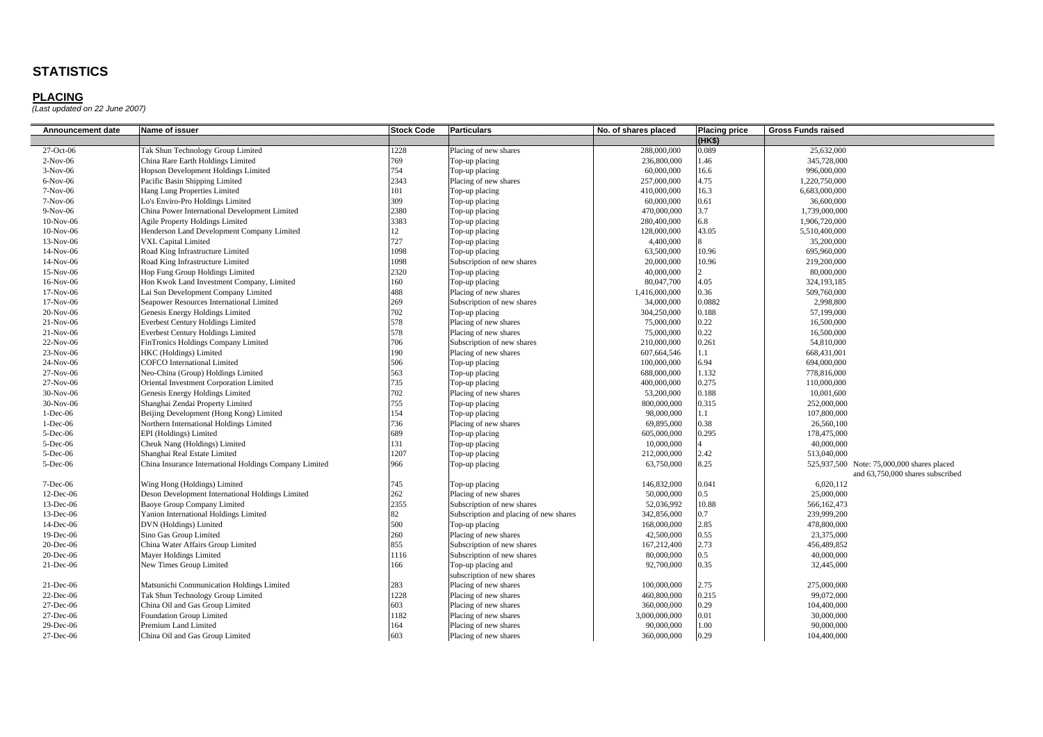# STATISTICS

## PLACING

*(Last updated on 22 June 2007)*

| Announcement date | Name of issuer | Stock Code | Particulars | No. of shares placed | Placing price (HK$) | Gross Funds raised |
|---|---|---|---|---|---|---|
| 27-Oct-06 | Tak Shun Technology Group Limited | 1228 | Placing of new shares | 288,000,000 | 0.089 | 25,632,000 |
| 2-Nov-06 | China Rare Earth Holdings Limited | 769 | Top-up placing | 236,800,000 | 1.46 | 345,728,000 |
| 3-Nov-06 | Hopson Development Holdings Limited | 754 | Top-up placing | 60,000,000 | 16.6 | 996,000,000 |
| 6-Nov-06 | Pacific Basin Shipping Limited | 2343 | Placing of new shares | 257,000,000 | 4.75 | 1,220,750,000 |
| 7-Nov-06 | Hang Lung Properties Limited | 101 | Top-up placing | 410,000,000 | 16.3 | 6,683,000,000 |
| 7-Nov-06 | Lo's Enviro-Pro Holdings Limited | 309 | Top-up placing | 60,000,000 | 0.61 | 36,600,000 |
| 9-Nov-06 | China Power International Development Limited | 2380 | Top-up placing | 470,000,000 | 3.7 | 1,739,000,000 |
| 10-Nov-06 | Agile Property Holdings Limited | 3383 | Top-up placing | 280,400,000 | 6.8 | 1,906,720,000 |
| 10-Nov-06 | Henderson Land Development Company Limited | 12 | Top-up placing | 128,000,000 | 43.05 | 5,510,400,000 |
| 13-Nov-06 | VXL Capital Limited | 727 | Top-up placing | 4,400,000 | 8 | 35,200,000 |
| 14-Nov-06 | Road King Infrastructure Limited | 1098 | Top-up placing | 63,500,000 | 10.96 | 695,960,000 |
| 14-Nov-06 | Road King Infrastructure Limited | 1098 | Subscription of new shares | 20,000,000 | 10.96 | 219,200,000 |
| 15-Nov-06 | Hop Fung Group Holdings Limited | 2320 | Top-up placing | 40,000,000 | 2 | 80,000,000 |
| 16-Nov-06 | Hon Kwok Land Investment Company, Limited | 160 | Top-up placing | 80,047,700 | 4.05 | 324,193,185 |
| 17-Nov-06 | Lai Sun Development Company Limited | 488 | Placing of new shares | 1,416,000,000 | 0.36 | 509,760,000 |
| 17-Nov-06 | Seapower Resources International Limited | 269 | Subscription of new shares | 34,000,000 | 0.0882 | 2,998,800 |
| 20-Nov-06 | Genesis Energy Holdings Limited | 702 | Top-up placing | 304,250,000 | 0.188 | 57,199,000 |
| 21-Nov-06 | Everbest Century Holdings Limited | 578 | Placing of new shares | 75,000,000 | 0.22 | 16,500,000 |
| 21-Nov-06 | Everbest Century Holdings Limited | 578 | Placing of new shares | 75,000,000 | 0.22 | 16,500,000 |
| 22-Nov-06 | FinTronics Holdings Company Limited | 706 | Subscription of new shares | 210,000,000 | 0.261 | 54,810,000 |
| 23-Nov-06 | HKC (Holdings) Limited | 190 | Placing of new shares | 607,664,546 | 1.1 | 668,431,001 |
| 24-Nov-06 | COFCO International Limited | 506 | Top-up placing | 100,000,000 | 6.94 | 694,000,000 |
| 27-Nov-06 | Neo-China (Group) Holdings Limited | 563 | Top-up placing | 688,000,000 | 1.132 | 778,816,000 |
| 27-Nov-06 | Oriental Investment Corporation Limited | 735 | Top-up placing | 400,000,000 | 0.275 | 110,000,000 |
| 30-Nov-06 | Genesis Energy Holdings Limited | 702 | Placing of new shares | 53,200,000 | 0.188 | 10,001,600 |
| 30-Nov-06 | Shanghai Zendai Property Limited | 755 | Top-up placing | 800,000,000 | 0.315 | 252,000,000 |
| 1-Dec-06 | Beijing Development (Hong Kong) Limited | 154 | Top-up placing | 98,000,000 | 1.1 | 107,800,000 |
| 1-Dec-06 | Northern International Holdings Limited | 736 | Placing of new shares | 69,895,000 | 0.38 | 26,560,100 |
| 5-Dec-06 | EPI (Holdings) Limited | 689 | Top-up placing | 605,000,000 | 0.295 | 178,475,000 |
| 5-Dec-06 | Cheuk Nang (Holdings) Limited | 131 | Top-up placing | 10,000,000 | 4 | 40,000,000 |
| 5-Dec-06 | Shanghai Real Estate Limited | 1207 | Top-up placing | 212,000,000 | 2.42 | 513,040,000 |
| 5-Dec-06 | China Insurance International Holdings Company Limited | 966 | Top-up placing | 63,750,000 | 8.25 | 525,937,500 Note: 75,000,000 shares placed and 63,750,000 shares subscribed |
| 7-Dec-06 | Wing Hong (Holdings) Limited | 745 | Top-up placing | 146,832,000 | 0.041 | 6,020,112 |
| 12-Dec-06 | Deson Development International Holdings Limited | 262 | Placing of new shares | 50,000,000 | 0.5 | 25,000,000 |
| 13-Dec-06 | Baoye Group Company Limited | 2355 | Subscription of new shares | 52,036,992 | 10.88 | 566,162,473 |
| 13-Dec-06 | Yanion International Holdings Limited | 82 | Subscription and placing of new shares | 342,856,000 | 0.7 | 239,999,200 |
| 14-Dec-06 | DVN (Holdings) Limited | 500 | Top-up placing | 168,000,000 | 2.85 | 478,800,000 |
| 19-Dec-06 | Sino Gas Group Limited | 260 | Placing of new shares | 42,500,000 | 0.55 | 23,375,000 |
| 20-Dec-06 | China Water Affairs Group Limited | 855 | Subscription of new shares | 167,212,400 | 2.73 | 456,489,852 |
| 20-Dec-06 | Mayer Holdings Limited | 1116 | Subscription of new shares | 80,000,000 | 0.5 | 40,000,000 |
| 21-Dec-06 | New Times Group Limited | 166 | Top-up placing and subscription of new shares | 92,700,000 | 0.35 | 32,445,000 |
| 21-Dec-06 | Matsunichi Communication Holdings Limited | 283 | Placing of new shares | 100,000,000 | 2.75 | 275,000,000 |
| 22-Dec-06 | Tak Shun Technology Group Limited | 1228 | Placing of new shares | 460,800,000 | 0.215 | 99,072,000 |
| 27-Dec-06 | China Oil and Gas Group Limited | 603 | Placing of new shares | 360,000,000 | 0.29 | 104,400,000 |
| 27-Dec-06 | Foundation Group Limited | 1182 | Placing of new shares | 3,000,000,000 | 0.01 | 30,000,000 |
| 29-Dec-06 | Premium Land Limited | 164 | Placing of new shares | 90,000,000 | 1.00 | 90,000,000 |
| 27-Dec-06 | China Oil and Gas Group Limited | 603 | Placing of new shares | 360,000,000 | 0.29 | 104,400,000 |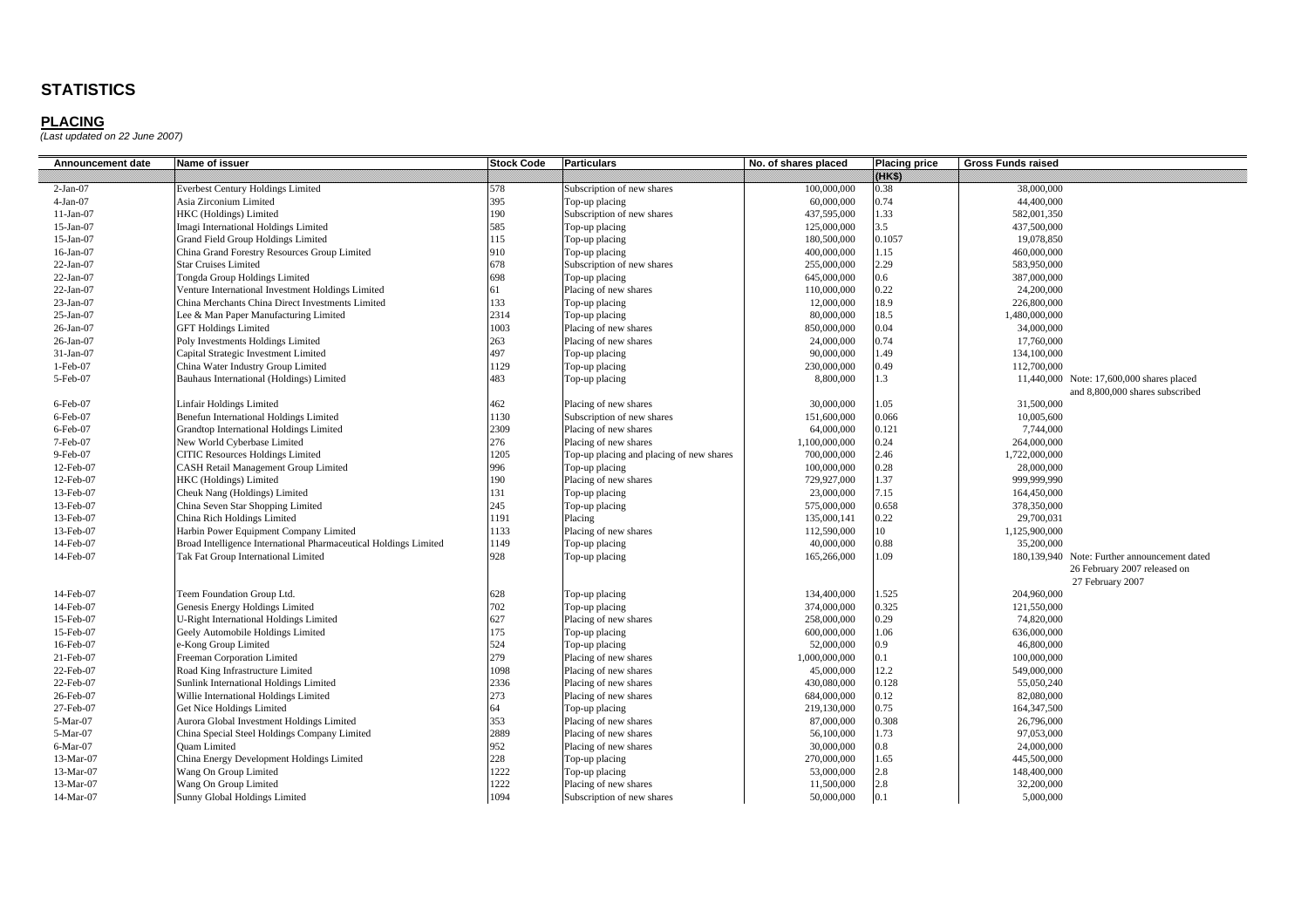# STATISTICS

## PLACING

*(Last updated on 22 June 2007)*

| Announcement date | Name of issuer | Stock Code | Particulars | No. of shares placed | Placing price (HK$) | Gross Funds raised | |
|---|---|---|---|---|---|---|---|
| 2-Jan-07 | Everbest Century Holdings Limited | 578 | Subscription of new shares | 100,000,000 | 0.38 | 38,000,000 | |
| 4-Jan-07 | Asia Zirconium Limited | 395 | Top-up placing | 60,000,000 | 0.74 | 44,400,000 | |
| 11-Jan-07 | HKC (Holdings) Limited | 190 | Subscription of new shares | 437,595,000 | 1.33 | 582,001,350 | |
| 15-Jan-07 | Imagi International Holdings Limited | 585 | Top-up placing | 125,000,000 | 3.5 | 437,500,000 | |
| 15-Jan-07 | Grand Field Group Holdings Limited | 115 | Top-up placing | 180,500,000 | 0.1057 | 19,078,850 | |
| 16-Jan-07 | China Grand Forestry Resources Group Limited | 910 | Top-up placing | 400,000,000 | 1.15 | 460,000,000 | |
| 22-Jan-07 | Star Cruises Limited | 678 | Subscription of new shares | 255,000,000 | 2.29 | 583,950,000 | |
| 22-Jan-07 | Tongda Group Holdings Limited | 698 | Top-up placing | 645,000,000 | 0.6 | 387,000,000 | |
| 22-Jan-07 | Venture International Investment Holdings Limited | 61 | Placing of new shares | 110,000,000 | 0.22 | 24,200,000 | |
| 23-Jan-07 | China Merchants China Direct Investments Limited | 133 | Top-up placing | 12,000,000 | 18.9 | 226,800,000 | |
| 25-Jan-07 | Lee & Man Paper Manufacturing Limited | 2314 | Top-up placing | 80,000,000 | 18.5 | 1,480,000,000 | |
| 26-Jan-07 | GFT Holdings Limited | 1003 | Placing of new shares | 850,000,000 | 0.04 | 34,000,000 | |
| 26-Jan-07 | Poly Investments Holdings Limited | 263 | Placing of new shares | 24,000,000 | 0.74 | 17,760,000 | |
| 31-Jan-07 | Capital Strategic Investment Limited | 497 | Top-up placing | 90,000,000 | 1.49 | 134,100,000 | |
| 1-Feb-07 | China Water Industry Group Limited | 1129 | Top-up placing | 230,000,000 | 0.49 | 112,700,000 | |
| 5-Feb-07 | Bauhaus International (Holdings) Limited | 483 | Top-up placing | 8,800,000 | 1.3 | 11,440,000 | Note: 17,600,000 shares placed and 8,800,000 shares subscribed |
| 6-Feb-07 | Linfair Holdings Limited | 462 | Placing of new shares | 30,000,000 | 1.05 | 31,500,000 | |
| 6-Feb-07 | Benefun International Holdings Limited | 1130 | Subscription of new shares | 151,600,000 | 0.066 | 10,005,600 | |
| 6-Feb-07 | Grandtop International Holdings Limited | 2309 | Placing of new shares | 64,000,000 | 0.121 | 7,744,000 | |
| 7-Feb-07 | New World Cyberbase Limited | 276 | Placing of new shares | 1,100,000,000 | 0.24 | 264,000,000 | |
| 9-Feb-07 | CITIC Resources Holdings Limited | 1205 | Top-up placing and placing of new shares | 700,000,000 | 2.46 | 1,722,000,000 | |
| 12-Feb-07 | CASH Retail Management Group Limited | 996 | Top-up placing | 100,000,000 | 0.28 | 28,000,000 | |
| 12-Feb-07 | HKC (Holdings) Limited | 190 | Placing of new shares | 729,927,000 | 1.37 | 999,999,990 | |
| 13-Feb-07 | Cheuk Nang (Holdings) Limited | 131 | Top-up placing | 23,000,000 | 7.15 | 164,450,000 | |
| 13-Feb-07 | China Seven Star Shopping Limited | 245 | Top-up placing | 575,000,000 | 0.658 | 378,350,000 | |
| 13-Feb-07 | China Rich Holdings Limited | 1191 | Placing | 135,000,141 | 0.22 | 29,700,031 | |
| 13-Feb-07 | Harbin Power Equipment Company Limited | 1133 | Placing of new shares | 112,590,000 | 10 | 1,125,900,000 | |
| 14-Feb-07 | Broad Intelligence International Pharmaceutical Holdings Limited | 1149 | Top-up placing | 40,000,000 | 0.88 | 35,200,000 | |
| 14-Feb-07 | Tak Fat Group International Limited | 928 | Top-up placing | 165,266,000 | 1.09 | 180,139,940 | Note: Further announcement dated 26 February 2007 released on 27 February 2007 |
| 14-Feb-07 | Teem Foundation Group Ltd. | 628 | Top-up placing | 134,400,000 | 1.525 | 204,960,000 | |
| 14-Feb-07 | Genesis Energy Holdings Limited | 702 | Top-up placing | 374,000,000 | 0.325 | 121,550,000 | |
| 15-Feb-07 | U-Right International Holdings Limited | 627 | Placing of new shares | 258,000,000 | 0.29 | 74,820,000 | |
| 15-Feb-07 | Geely Automobile Holdings Limited | 175 | Top-up placing | 600,000,000 | 1.06 | 636,000,000 | |
| 16-Feb-07 | e-Kong Group Limited | 524 | Top-up placing | 52,000,000 | 0.9 | 46,800,000 | |
| 21-Feb-07 | Freeman Corporation Limited | 279 | Placing of new shares | 1,000,000,000 | 0.1 | 100,000,000 | |
| 22-Feb-07 | Road King Infrastructure Limited | 1098 | Placing of new shares | 45,000,000 | 12.2 | 549,000,000 | |
| 22-Feb-07 | Sunlink International Holdings Limited | 2336 | Placing of new shares | 430,080,000 | 0.128 | 55,050,240 | |
| 26-Feb-07 | Willie International Holdings Limited | 273 | Placing of new shares | 684,000,000 | 0.12 | 82,080,000 | |
| 27-Feb-07 | Get Nice Holdings Limited | 64 | Top-up placing | 219,130,000 | 0.75 | 164,347,500 | |
| 5-Mar-07 | Aurora Global Investment Holdings Limited | 353 | Placing of new shares | 87,000,000 | 0.308 | 26,796,000 | |
| 5-Mar-07 | China Special Steel Holdings Company Limited | 2889 | Placing of new shares | 56,100,000 | 1.73 | 97,053,000 | |
| 6-Mar-07 | Quam Limited | 952 | Placing of new shares | 30,000,000 | 0.8 | 24,000,000 | |
| 13-Mar-07 | China Energy Development Holdings Limited | 228 | Top-up placing | 270,000,000 | 1.65 | 445,500,000 | |
| 13-Mar-07 | Wang On Group Limited | 1222 | Top-up placing | 53,000,000 | 2.8 | 148,400,000 | |
| 13-Mar-07 | Wang On Group Limited | 1222 | Placing of new shares | 11,500,000 | 2.8 | 32,200,000 | |
| 14-Mar-07 | Sunny Global Holdings Limited | 1094 | Subscription of new shares | 50,000,000 | 0.1 | 5,000,000 | |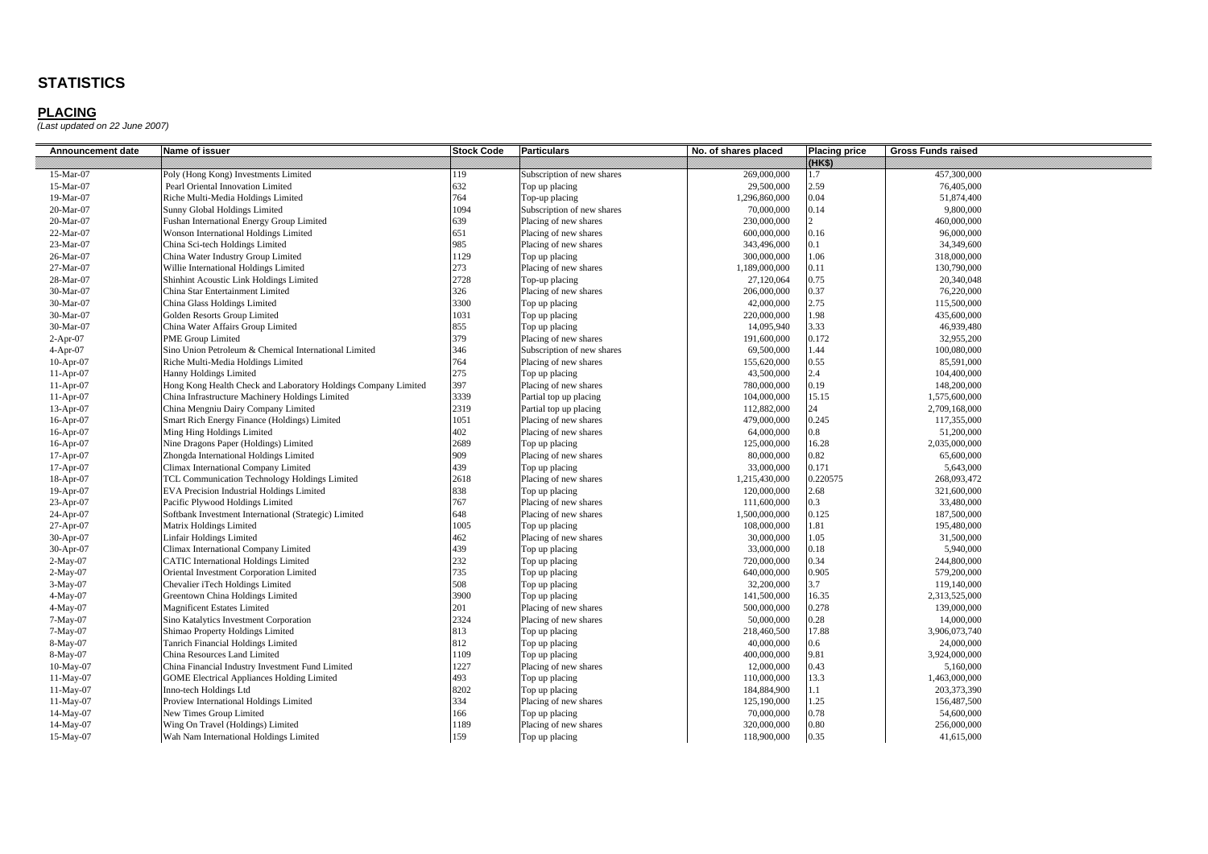# STATISTICS

## PLACING

*(Last updated on 22 June 2007)*

| Announcement date | Name of issuer | Stock Code | Particulars | No. of shares placed | Placing price (HK$) | Gross Funds raised |
|---|---|---|---|---|---|---|
| 15-Mar-07 | Poly (Hong Kong) Investments Limited | 119 | Subscription of new shares | 269,000,000 | 1.7 | 457,300,000 |
| 15-Mar-07 | Pearl Oriental Innovation Limited | 632 | Top up placing | 29,500,000 | 2.59 | 76,405,000 |
| 19-Mar-07 | Riche Multi-Media Holdings Limited | 764 | Top-up placing | 1,296,860,000 | 0.04 | 51,874,400 |
| 20-Mar-07 | Sunny Global Holdings Limited | 1094 | Subscription of new shares | 70,000,000 | 0.14 | 9,800,000 |
| 20-Mar-07 | Fushan International Energy Group Limited | 639 | Placing of new shares | 230,000,000 | 2 | 460,000,000 |
| 22-Mar-07 | Wonson International Holdings Limited | 651 | Placing of new shares | 600,000,000 | 0.16 | 96,000,000 |
| 23-Mar-07 | China Sci-tech Holdings Limited | 985 | Placing of new shares | 343,496,000 | 0.1 | 34,349,600 |
| 26-Mar-07 | China Water Industry Group Limited | 1129 | Top up placing | 300,000,000 | 1.06 | 318,000,000 |
| 27-Mar-07 | Willie International Holdings Limited | 273 | Placing of new shares | 1,189,000,000 | 0.11 | 130,790,000 |
| 28-Mar-07 | Shinhint Acoustic Link Holdings Limited | 2728 | Top-up placing | 27,120,064 | 0.75 | 20,340,048 |
| 30-Mar-07 | China Star Entertainment Limited | 326 | Placing of new shares | 206,000,000 | 0.37 | 76,220,000 |
| 30-Mar-07 | China Glass Holdings Limited | 3300 | Top up placing | 42,000,000 | 2.75 | 115,500,000 |
| 30-Mar-07 | Golden Resorts Group Limited | 1031 | Top up placing | 220,000,000 | 1.98 | 435,600,000 |
| 30-Mar-07 | China Water Affairs Group Limited | 855 | Top up placing | 14,095,940 | 3.33 | 46,939,480 |
| 2-Apr-07 | PME Group Limited | 379 | Placing of new shares | 191,600,000 | 0.172 | 32,955,200 |
| 4-Apr-07 | Sino Union Petroleum & Chemical International Limited | 346 | Subscription of new shares | 69,500,000 | 1.44 | 100,080,000 |
| 10-Apr-07 | Riche Multi-Media Holdings Limited | 764 | Placing of new shares | 155,620,000 | 0.55 | 85,591,000 |
| 11-Apr-07 | Hanny Holdings Limited | 275 | Top up placing | 43,500,000 | 2.4 | 104,400,000 |
| 11-Apr-07 | Hong Kong Health Check and Laboratory Holdings Company Limited | 397 | Placing of new shares | 780,000,000 | 0.19 | 148,200,000 |
| 11-Apr-07 | China Infrastructure Machinery Holdings Limited | 3339 | Partial top up placing | 104,000,000 | 15.15 | 1,575,600,000 |
| 13-Apr-07 | China Mengniu Dairy Company Limited | 2319 | Partial top up placing | 112,882,000 | 24 | 2,709,168,000 |
| 16-Apr-07 | Smart Rich Energy Finance (Holdings) Limited | 1051 | Placing of new shares | 479,000,000 | 0.245 | 117,355,000 |
| 16-Apr-07 | Ming Hing Holdings Limited | 402 | Placing of new shares | 64,000,000 | 0.8 | 51,200,000 |
| 16-Apr-07 | Nine Dragons Paper (Holdings) Limited | 2689 | Top up placing | 125,000,000 | 16.28 | 2,035,000,000 |
| 17-Apr-07 | Zhongda International Holdings Limited | 909 | Placing of new shares | 80,000,000 | 0.82 | 65,600,000 |
| 17-Apr-07 | Climax International Company Limited | 439 | Top up placing | 33,000,000 | 0.171 | 5,643,000 |
| 18-Apr-07 | TCL Communication Technology Holdings Limited | 2618 | Placing of new shares | 1,215,430,000 | 0.220575 | 268,093,472 |
| 19-Apr-07 | EVA Precision Industrial Holdings Limited | 838 | Top up placing | 120,000,000 | 2.68 | 321,600,000 |
| 23-Apr-07 | Pacific Plywood Holdings Limited | 767 | Placing of new shares | 111,600,000 | 0.3 | 33,480,000 |
| 24-Apr-07 | Softbank Investment International (Strategic) Limited | 648 | Placing of new shares | 1,500,000,000 | 0.125 | 187,500,000 |
| 27-Apr-07 | Matrix Holdings Limited | 1005 | Top up placing | 108,000,000 | 1.81 | 195,480,000 |
| 30-Apr-07 | Linfair Holdings Limited | 462 | Placing of new shares | 30,000,000 | 1.05 | 31,500,000 |
| 30-Apr-07 | Climax International Company Limited | 439 | Top up placing | 33,000,000 | 0.18 | 5,940,000 |
| 2-May-07 | CATIC International Holdings Limited | 232 | Top up placing | 720,000,000 | 0.34 | 244,800,000 |
| 2-May-07 | Oriental Investment Corporation Limited | 735 | Top up placing | 640,000,000 | 0.905 | 579,200,000 |
| 3-May-07 | Chevalier iTech Holdings Limited | 508 | Top up placing | 32,200,000 | 3.7 | 119,140,000 |
| 4-May-07 | Greentown China Holdings Limited | 3900 | Top up placing | 141,500,000 | 16.35 | 2,313,525,000 |
| 4-May-07 | Magnificent Estates Limited | 201 | Placing of new shares | 500,000,000 | 0.278 | 139,000,000 |
| 7-May-07 | Sino Katalytics Investment Corporation | 2324 | Placing of new shares | 50,000,000 | 0.28 | 14,000,000 |
| 7-May-07 | Shimao Property Holdings Limited | 813 | Top up placing | 218,460,500 | 17.88 | 3,906,073,740 |
| 8-May-07 | Tanrich Financial Holdings Limited | 812 | Top up placing | 40,000,000 | 0.6 | 24,000,000 |
| 8-May-07 | China Resources Land Limited | 1109 | Top up placing | 400,000,000 | 9.81 | 3,924,000,000 |
| 10-May-07 | China Financial Industry Investment Fund Limited | 1227 | Placing of new shares | 12,000,000 | 0.43 | 5,160,000 |
| 11-May-07 | GOME Electrical Appliances Holding Limited | 493 | Top up placing | 110,000,000 | 13.3 | 1,463,000,000 |
| 11-May-07 | Inno-tech Holdings Ltd | 8202 | Top up placing | 184,884,900 | 1.1 | 203,373,390 |
| 11-May-07 | Proview International Holdings Limited | 334 | Placing of new shares | 125,190,000 | 1.25 | 156,487,500 |
| 14-May-07 | New Times Group Limited | 166 | Top up placing | 70,000,000 | 0.78 | 54,600,000 |
| 14-May-07 | Wing On Travel (Holdings) Limited | 1189 | Placing of new shares | 320,000,000 | 0.80 | 256,000,000 |
| 15-May-07 | Wah Nam International Holdings Limited | 159 | Top up placing | 118,900,000 | 0.35 | 41,615,000 |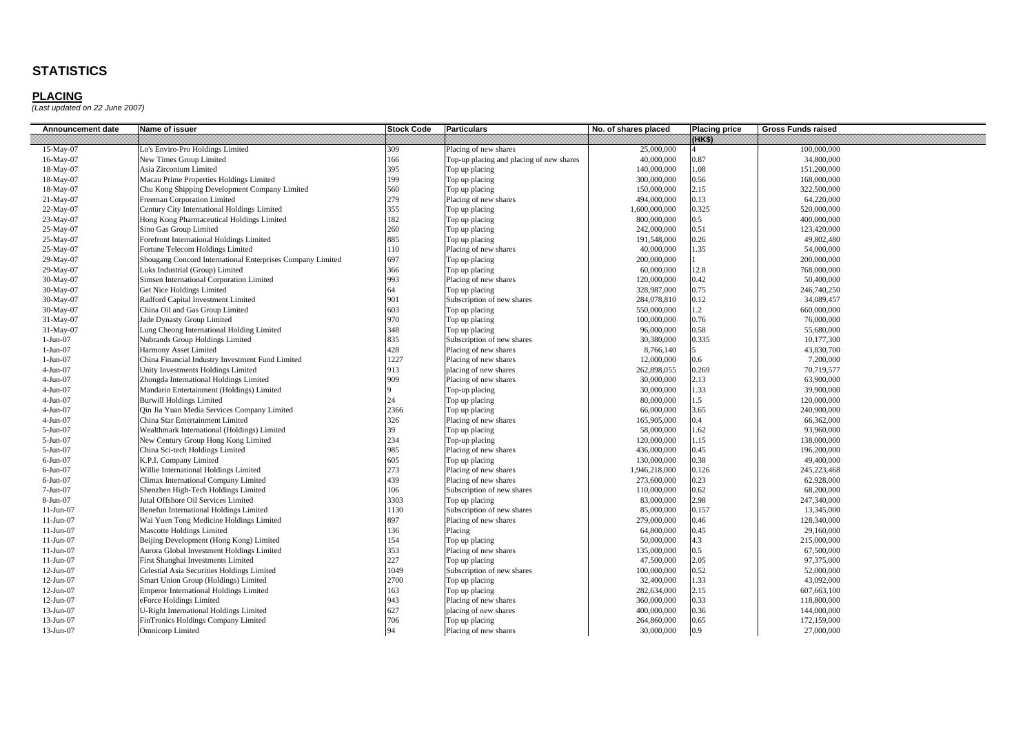# STATISTICS

## PLACING

*(Last updated on 22 June 2007)*

| Announcement date | Name of issuer | Stock Code | Particulars | No. of shares placed | Placing price | Gross Funds raised |
|---|---|---|---|---|---|---|
| | | | | | (HK$) | |
| 15-May-07 | Lo's Enviro-Pro Holdings Limited | 309 | Placing of new shares | 25,000,000 | 4 | 100,000,000 |
| 16-May-07 | New Times Group Limited | 166 | Top-up placing and placing of new shares | 40,000,000 | 0.87 | 34,800,000 |
| 18-May-07 | Asia Zirconium Limited | 395 | Top up placing | 140,000,000 | 1.08 | 151,200,000 |
| 18-May-07 | Macau Prime Properties Holdings Limited | 199 | Top up placing | 300,000,000 | 0.56 | 168,000,000 |
| 18-May-07 | Chu Kong Shipping Development Company Limited | 560 | Top up placing | 150,000,000 | 2.15 | 322,500,000 |
| 21-May-07 | Freeman Corporation Limited | 279 | Placing of new shares | 494,000,000 | 0.13 | 64,220,000 |
| 22-May-07 | Century City International Holdings Limited | 355 | Top up placing | 1,600,000,000 | 0.325 | 520,000,000 |
| 23-May-07 | Hong Kong Pharmaceutical Holdings Limited | 182 | Top up placing | 800,000,000 | 0.5 | 400,000,000 |
| 25-May-07 | Sino Gas Group Limited | 260 | Top up placing | 242,000,000 | 0.51 | 123,420,000 |
| 25-May-07 | Forefront International Holdings Limited | 885 | Top up placing | 191,548,000 | 0.26 | 49,802,480 |
| 25-May-07 | Fortune Telecom Holdings Limited | 110 | Placing of new shares | 40,000,000 | 1.35 | 54,000,000 |
| 29-May-07 | Shougang Concord International Enterprises Company Limited | 697 | Top up placing | 200,000,000 | 1 | 200,000,000 |
| 29-May-07 | Luks Industrial (Group) Limited | 366 | Top up placing | 60,000,000 | 12.8 | 768,000,000 |
| 30-May-07 | Simsen International Corporation Limited | 993 | Placing of new shares | 120,000,000 | 0.42 | 50,400,000 |
| 30-May-07 | Get Nice Holdings Limited | 64 | Top up placing | 328,987,000 | 0.75 | 246,740,250 |
| 30-May-07 | Radford Capital Investment Limited | 901 | Subscription of new shares | 284,078,810 | 0.12 | 34,089,457 |
| 30-May-07 | China Oil and Gas Group Limited | 603 | Top up placing | 550,000,000 | 1.2 | 660,000,000 |
| 31-May-07 | Jade Dynasty Group Limited | 970 | Top up placing | 100,000,000 | 0.76 | 76,000,000 |
| 31-May-07 | Lung Cheong International Holding Limited | 348 | Top up placing | 96,000,000 | 0.58 | 55,680,000 |
| 1-Jun-07 | Nubrands Group Holdings Limited | 835 | Subscription of new shares | 30,380,000 | 0.335 | 10,177,300 |
| 1-Jun-07 | Harmony Asset Limited | 428 | Placing of new shares | 8,766,140 | 5 | 43,830,700 |
| 1-Jun-07 | China Financial Industry Investment Fund Limited | 1227 | Placing of new shares | 12,000,000 | 0.6 | 7,200,000 |
| 4-Jun-07 | Unity Investments Holdings Limited | 913 | placing of new shares | 262,898,055 | 0.269 | 70,719,577 |
| 4-Jun-07 | Zhongda International Holdings Limited | 909 | Placing of new shares | 30,000,000 | 2.13 | 63,900,000 |
| 4-Jun-07 | Mandarin Entertainment (Holdings) Limited | 9 | Top-up placing | 30,000,000 | 1.33 | 39,900,000 |
| 4-Jun-07 | Burwill Holdings Limited | 24 | Top up placing | 80,000,000 | 1.5 | 120,000,000 |
| 4-Jun-07 | Qin Jia Yuan Media Services Company Limited | 2366 | Top up placing | 66,000,000 | 3.65 | 240,900,000 |
| 4-Jun-07 | China Star Entertainment Limited | 326 | Placing of new shares | 165,905,000 | 0.4 | 66,362,000 |
| 5-Jun-07 | Wealthmark International (Holdings) Limited | 39 | Top up placing | 58,000,000 | 1.62 | 93,960,000 |
| 5-Jun-07 | New Century Group Hong Kong Limited | 234 | Top-up placing | 120,000,000 | 1.15 | 138,000,000 |
| 5-Jun-07 | China Sci-tech Holdings Limited | 985 | Placing of new shares | 436,000,000 | 0.45 | 196,200,000 |
| 6-Jun-07 | K.P.I. Company Limited | 605 | Top up placing | 130,000,000 | 0.38 | 49,400,000 |
| 6-Jun-07 | Willie International Holdings Limited | 273 | Placing of new shares | 1,946,218,000 | 0.126 | 245,223,468 |
| 6-Jun-07 | Climax International Company Limited | 439 | Placing of new shares | 273,600,000 | 0.23 | 62,928,000 |
| 7-Jun-07 | Shenzhen High-Tech Holdings Limited | 106 | Subscription of new shares | 110,000,000 | 0.62 | 68,200,000 |
| 8-Jun-07 | Jutal Offshore Oil Services Limited | 3303 | Top up placing | 83,000,000 | 2.98 | 247,340,000 |
| 11-Jun-07 | Benefun International Holdings Limited | 1130 | Subscription of new shares | 85,000,000 | 0.157 | 13,345,000 |
| 11-Jun-07 | Wai Yuen Tong Medicine Holdings Limited | 897 | Placing of new shares | 279,000,000 | 0.46 | 128,340,000 |
| 11-Jun-07 | Mascotte Holdings Limited | 136 | Placing | 64,800,000 | 0.45 | 29,160,000 |
| 11-Jun-07 | Beijing Development (Hong Kong) Limited | 154 | Top up placing | 50,000,000 | 4.3 | 215,000,000 |
| 11-Jun-07 | Aurora Global Investment Holdings Limited | 353 | Placing of new shares | 135,000,000 | 0.5 | 67,500,000 |
| 11-Jun-07 | First Shanghai Investments Limited | 227 | Top up placing | 47,500,000 | 2.05 | 97,375,000 |
| 12-Jun-07 | Celestial Asia Securities Holdings Limited | 1049 | Subscription of new shares | 100,000,000 | 0.52 | 52,000,000 |
| 12-Jun-07 | Smart Union Group (Holdings) Limited | 2700 | Top up placing | 32,400,000 | 1.33 | 43,092,000 |
| 12-Jun-07 | Emperor International Holdings Limited | 163 | Top up placing | 282,634,000 | 2.15 | 607,663,100 |
| 12-Jun-07 | eForce Holdings Limited | 943 | Placing of new shares | 360,000,000 | 0.33 | 118,800,000 |
| 13-Jun-07 | U-Right International Holdings Limited | 627 | placing of new shares | 400,000,000 | 0.36 | 144,000,000 |
| 13-Jun-07 | FinTronics Holdings Company Limited | 706 | Top up placing | 264,860,000 | 0.65 | 172,159,000 |
| 13-Jun-07 | Omnicorp Limited | 94 | Placing of new shares | 30,000,000 | 0.9 | 27,000,000 |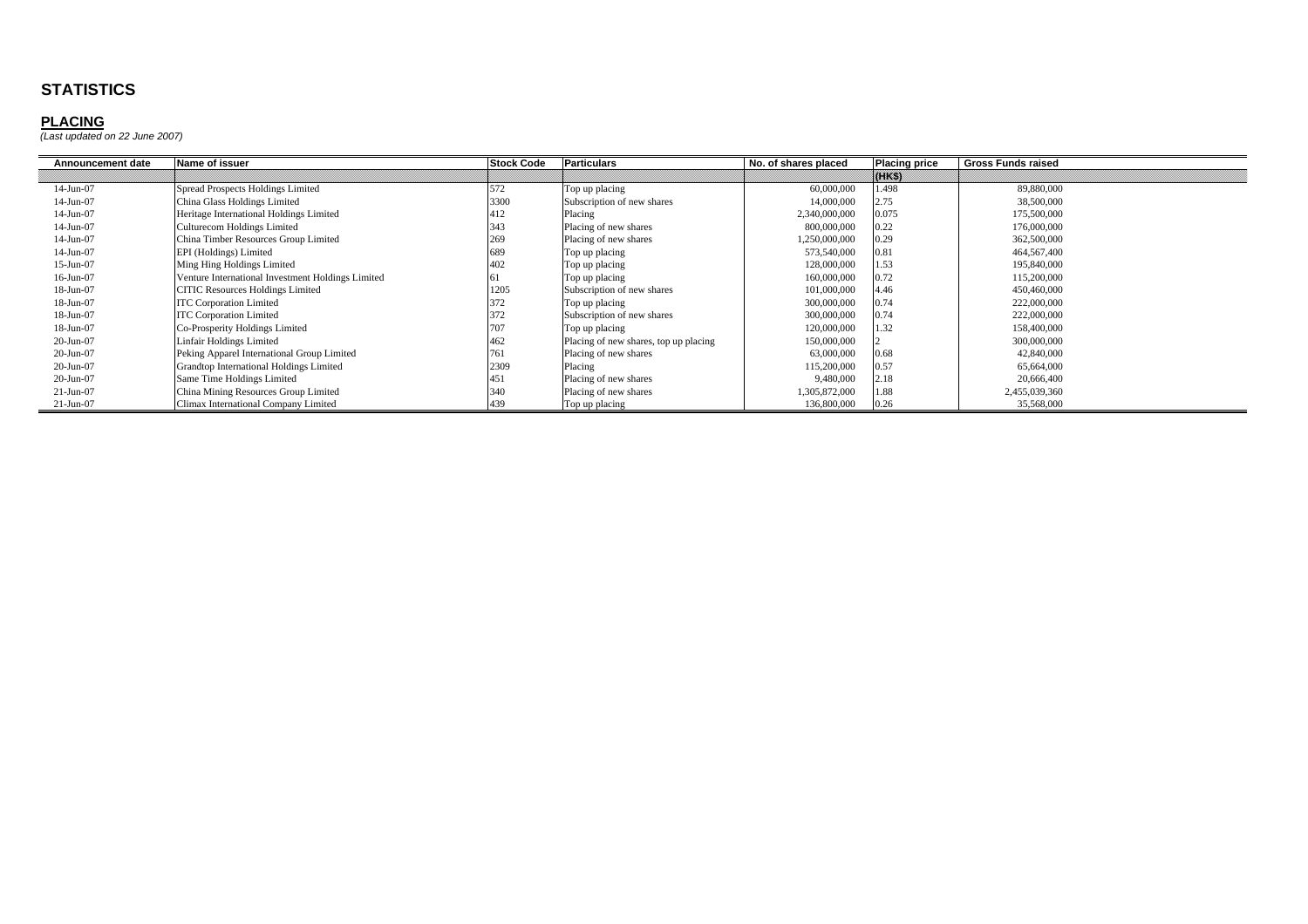# STATISTICS

## PLACING

*(Last updated on 22 June 2007)*

| Announcement date | Name of issuer | Stock Code | Particulars | No. of shares placed | Placing price | Gross Funds raised |
|---|---|---|---|---|---|---|
| | | | | | (HK$) | |
| 14-Jun-07 | Spread Prospects Holdings Limited | 572 | Top up placing | 60,000,000 | 1.498 | 89,880,000 |
| 14-Jun-07 | China Glass Holdings Limited | 3300 | Subscription of new shares | 14,000,000 | 2.75 | 38,500,000 |
| 14-Jun-07 | Heritage International Holdings Limited | 412 | Placing | 2,340,000,000 | 0.075 | 175,500,000 |
| 14-Jun-07 | Culturecom Holdings Limited | 343 | Placing of new shares | 800,000,000 | 0.22 | 176,000,000 |
| 14-Jun-07 | China Timber Resources Group Limited | 269 | Placing of new shares | 1,250,000,000 | 0.29 | 362,500,000 |
| 14-Jun-07 | EPI (Holdings) Limited | 689 | Top up placing | 573,540,000 | 0.81 | 464,567,400 |
| 15-Jun-07 | Ming Hing Holdings Limited | 402 | Top up placing | 128,000,000 | 1.53 | 195,840,000 |
| 16-Jun-07 | Venture International Investment Holdings Limited | 61 | Top up placing | 160,000,000 | 0.72 | 115,200,000 |
| 18-Jun-07 | CITIC Resources Holdings Limited | 1205 | Subscription of new shares | 101,000,000 | 4.46 | 450,460,000 |
| 18-Jun-07 | ITC Corporation Limited | 372 | Top up placing | 300,000,000 | 0.74 | 222,000,000 |
| 18-Jun-07 | ITC Corporation Limited | 372 | Subscription of new shares | 300,000,000 | 0.74 | 222,000,000 |
| 18-Jun-07 | Co-Prosperity Holdings Limited | 707 | Top up placing | 120,000,000 | 1.32 | 158,400,000 |
| 20-Jun-07 | Linfair Holdings Limited | 462 | Placing of new shares, top up placing | 150,000,000 | 2 | 300,000,000 |
| 20-Jun-07 | Peking Apparel International Group Limited | 761 | Placing of new shares | 63,000,000 | 0.68 | 42,840,000 |
| 20-Jun-07 | Grandtop International Holdings Limited | 2309 | Placing | 115,200,000 | 0.57 | 65,664,000 |
| 20-Jun-07 | Same Time Holdings Limited | 451 | Placing of new shares | 9,480,000 | 2.18 | 20,666,400 |
| 21-Jun-07 | China Mining Resources Group Limited | 340 | Placing of new shares | 1,305,872,000 | 1.88 | 2,455,039,360 |
| 21-Jun-07 | Climax International Company Limited | 439 | Top up placing | 136,800,000 | 0.26 | 35,568,000 |